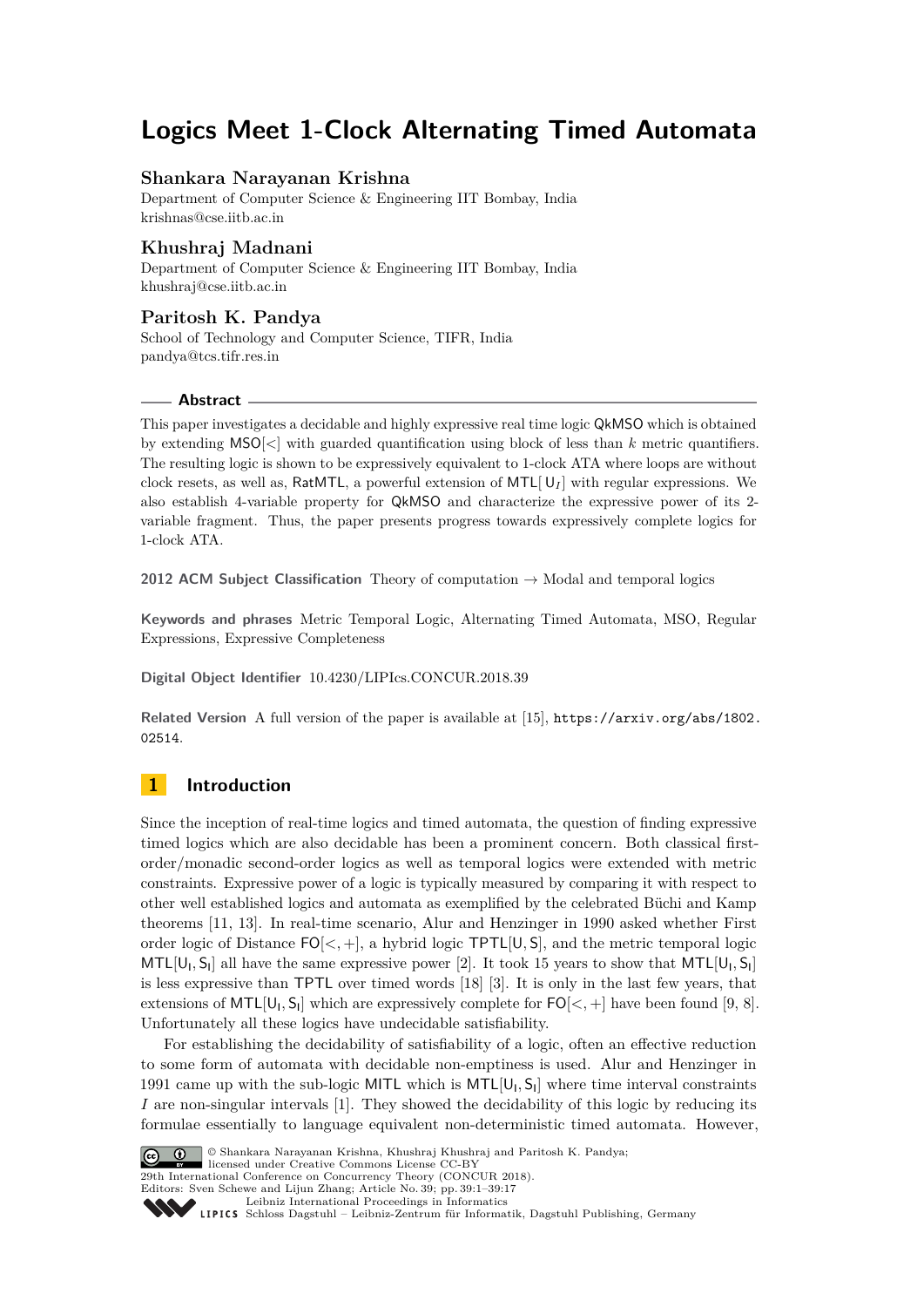# Logics Meet 1-Clock Alternating Timed Automata

**Shankara Narayanan Krishna**
Department of Computer Science & Engineering IIT Bombay, India
krishnas@cse.iitb.ac.in

**Khushraj Madnani**
Department of Computer Science & Engineering IIT Bombay, India
khushraj@cse.iitb.ac.in

**Paritosh K. Pandya**
School of Technology and Computer Science, TIFR, India
pandya@tcs.tifr.res.in

## Abstract

This paper investigates a decidable and highly expressive real time logic QkMSO which is obtained by extending MSO[<] with guarded quantification using block of less than $k$ metric quantifiers. The resulting logic is shown to be expressively equivalent to 1-clock ATA where loops are without clock resets, as well as, RatMTL, a powerful extension of MTL[ $\mathsf{U}_I$] with regular expressions. We also establish 4-variable property for QkMSO and characterize the expressive power of its 2-variable fragment. Thus, the paper presents progress towards expressively complete logics for 1-clock ATA.

**2012 ACM Subject Classification** Theory of computation → Modal and temporal logics

**Keywords and phrases** Metric Temporal Logic, Alternating Timed Automata, MSO, Regular Expressions, Expressive Completeness

**Digital Object Identifier** 10.4230/LIPIcs.CONCUR.2018.39

**Related Version** A full version of the paper is available at [15], `https://arxiv.org/abs/1802.02514`.

## 1 Introduction

Since the inception of real-time logics and timed automata, the question of finding expressive timed logics which are also decidable has been a prominent concern. Both classical first-order/monadic second-order logics as well as temporal logics were extended with metric constraints. Expressive power of a logic is typically measured by comparing it with respect to other well established logics and automata as exemplified by the celebrated Büchi and Kamp theorems [11, 13]. In real-time scenario, Alur and Henzinger in 1990 asked whether First order logic of Distance FO[<, +], a hybrid logic TPTL[U, S], and the metric temporal logic MTL[$\mathsf{U}_\mathsf{I}$, $\mathsf{S}_\mathsf{I}$] all have the same expressive power [2]. It took 15 years to show that MTL[$\mathsf{U}_\mathsf{I}$, $\mathsf{S}_\mathsf{I}$] is less expressive than TPTL over timed words [18] [3]. It is only in the last few years, that extensions of MTL[$\mathsf{U}_\mathsf{I}$, $\mathsf{S}_\mathsf{I}$] which are expressively complete for FO[<, +] have been found [9, 8]. Unfortunately all these logics have undecidable satisfiability.

For establishing the decidability of satisfiability of a logic, often an effective reduction to some form of automata with decidable non-emptiness is used. Alur and Henzinger in 1991 came up with the sub-logic MITL which is MTL[$\mathsf{U}_\mathsf{I}$, $\mathsf{S}_\mathsf{I}$] where time interval constraints $I$ are non-singular intervals [1]. They showed the decidability of this logic by reducing its formulae essentially to language equivalent non-deterministic timed automata. However,

© Shankara Narayanan Krishna, Khushraj Khushraj and Paritosh K. Pandya; licensed under Creative Commons License CC-BY
29th International Conference on Concurrency Theory (CONCUR 2018).
Editors: Sven Schewe and Lijun Zhang; Article No. 39; pp. 39:1–39:17
Leibniz International Proceedings in Informatics
LIPICS Schloss Dagstuhl – Leibniz-Zentrum für Informatik, Dagstuhl Publishing, Germany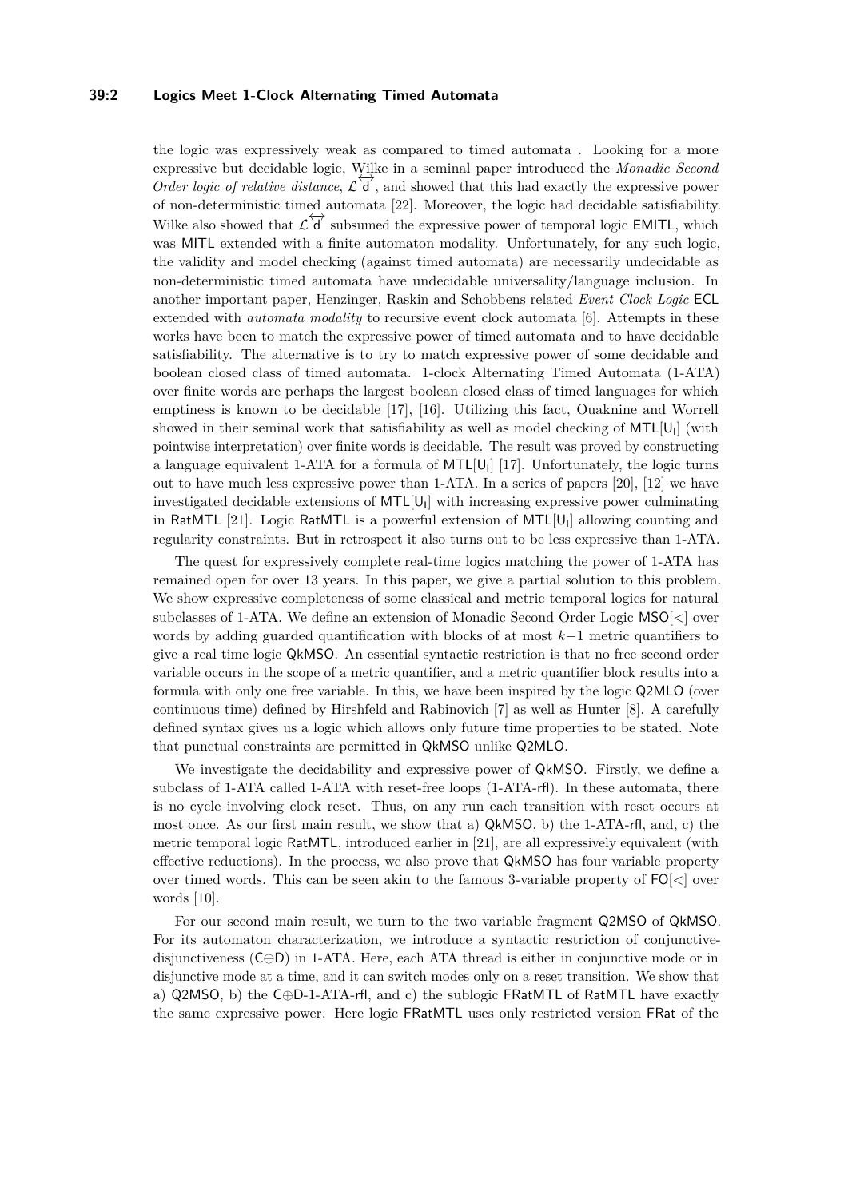the logic was expressively weak as compared to timed automata . Looking for a more expressive but decidable logic, Wilke in a seminal paper introduced the *Monadic Second Order logic of relative distance*, $\mathcal{L}\overleftrightarrow{\mathsf{d}}$, and showed that this had exactly the expressive power of non-deterministic timed automata [22]. Moreover, the logic had decidable satisfiability. Wilke also showed that $\mathcal{L}\overleftrightarrow{\mathsf{d}}$ subsumed the expressive power of temporal logic EMITL, which was MITL extended with a finite automaton modality. Unfortunately, for any such logic, the validity and model checking (against timed automata) are necessarily undecidable as non-deterministic timed automata have undecidable universality/language inclusion. In another important paper, Henzinger, Raskin and Schobbens related *Event Clock Logic* ECL extended with *automata modality* to recursive event clock automata [6]. Attempts in these works have been to match the expressive power of timed automata and to have decidable satisfiability. The alternative is to try to match expressive power of some decidable and boolean closed class of timed automata. 1-clock Alternating Timed Automata (1-ATA) over finite words are perhaps the largest boolean closed class of timed languages for which emptiness is known to be decidable [17], [16]. Utilizing this fact, Ouaknine and Worrell showed in their seminal work that satisfiability as well as model checking of $\mathsf{MTL}[\mathsf{U_I}]$ (with pointwise interpretation) over finite words is decidable. The result was proved by constructing a language equivalent 1-ATA for a formula of $\mathsf{MTL}[\mathsf{U_I}]$ [17]. Unfortunately, the logic turns out to have much less expressive power than 1-ATA. In a series of papers [20], [12] we have investigated decidable extensions of $\mathsf{MTL}[\mathsf{U_I}]$ with increasing expressive power culminating in RatMTL [21]. Logic RatMTL is a powerful extension of $\mathsf{MTL}[\mathsf{U_I}]$ allowing counting and regularity constraints. But in retrospect it also turns out to be less expressive than 1-ATA.

The quest for expressively complete real-time logics matching the power of 1-ATA has remained open for over 13 years. In this paper, we give a partial solution to this problem. We show expressive completeness of some classical and metric temporal logics for natural subclasses of 1-ATA. We define an extension of Monadic Second Order Logic $\mathsf{MSO}[<]$ over words by adding guarded quantification with blocks of at most $k-1$ metric quantifiers to give a real time logic QkMSO. An essential syntactic restriction is that no free second order variable occurs in the scope of a metric quantifier, and a metric quantifier block results into a formula with only one free variable. In this, we have been inspired by the logic Q2MLO (over continuous time) defined by Hirshfeld and Rabinovich [7] as well as Hunter [8]. A carefully defined syntax gives us a logic which allows only future time properties to be stated. Note that punctual constraints are permitted in QkMSO unlike Q2MLO.

We investigate the decidability and expressive power of QkMSO. Firstly, we define a subclass of 1-ATA called 1-ATA with reset-free loops (1-ATA-rfl). In these automata, there is no cycle involving clock reset. Thus, on any run each transition with reset occurs at most once. As our first main result, we show that a) QkMSO, b) the 1-ATA-rfl, and, c) the metric temporal logic RatMTL, introduced earlier in [21], are all expressively equivalent (with effective reductions). In the process, we also prove that QkMSO has four variable property over timed words. This can be seen akin to the famous 3-variable property of $\mathsf{FO}[<]$ over words [10].

For our second main result, we turn to the two variable fragment Q2MSO of QkMSO. For its automaton characterization, we introduce a syntactic restriction of conjunctive-disjunctiveness ($\mathsf{C}\oplus\mathsf{D}$) in 1-ATA. Here, each ATA thread is either in conjunctive mode or in disjunctive mode at a time, and it can switch modes only on a reset transition. We show that a) Q2MSO, b) the $\mathsf{C}\oplus\mathsf{D}$-1-ATA-rfl, and c) the sublogic FRatMTL of RatMTL have exactly the same expressive power. Here logic FRatMTL uses only restricted version FRat of the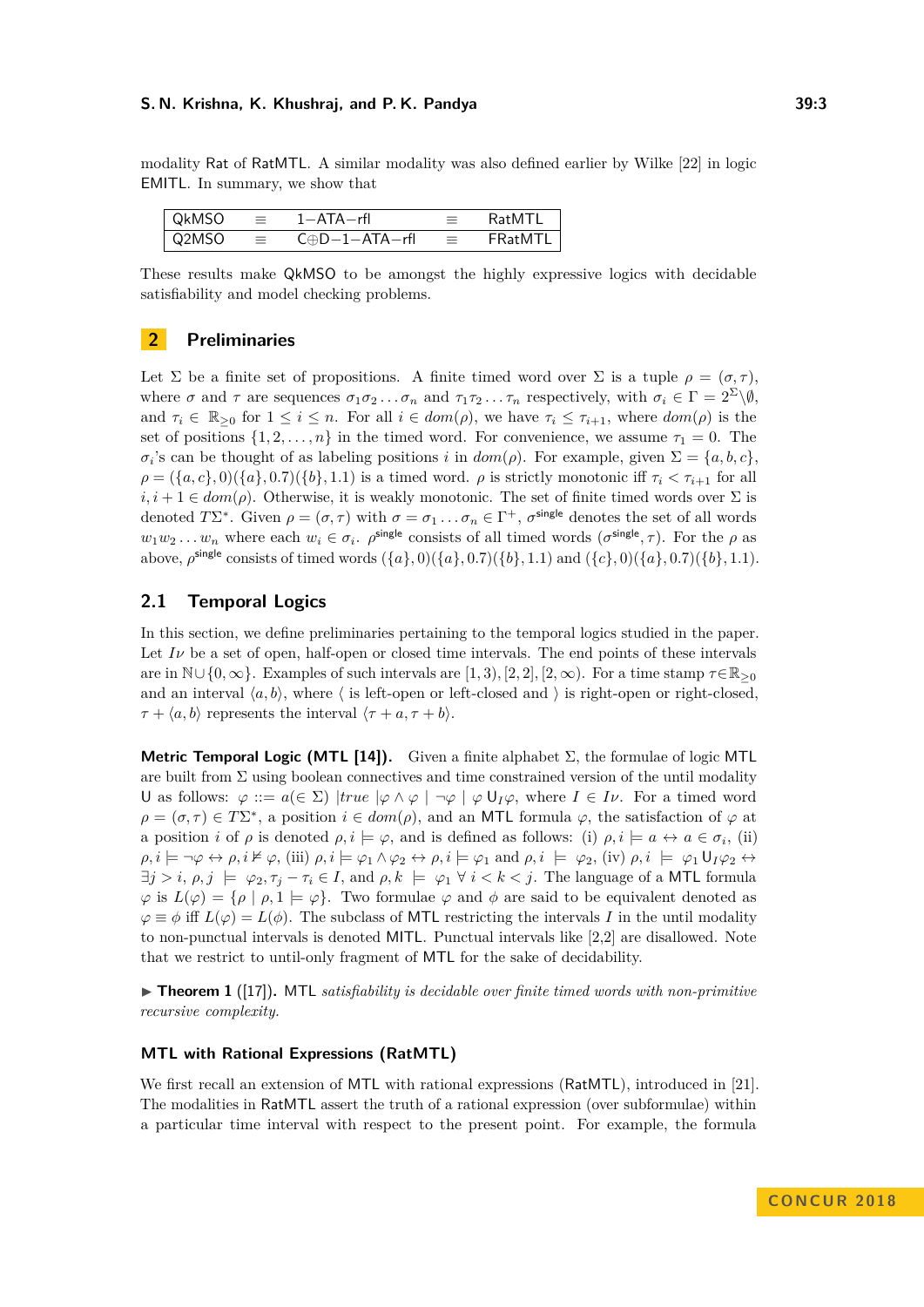modality Rat of RatMTL. A similar modality was also defined earlier by Wilke [22] in logic EMITL. In summary, we show that

| QkMSO | $\equiv$ | 1−ATA−rfl | $\equiv$ | RatMTL |
|---|---|---|---|---|
| Q2MSO | $\equiv$ | C⊕D−1−ATA−rfl | $\equiv$ | FRatMTL |

These results make QkMSO to be amongst the highly expressive logics with decidable satisfiability and model checking problems.

## 2 Preliminaries

Let $\Sigma$ be a finite set of propositions. A finite timed word over $\Sigma$ is a tuple $\rho = (\sigma, \tau)$, where $\sigma$ and $\tau$ are sequences $\sigma_1\sigma_2 \dots \sigma_n$ and $\tau_1\tau_2 \dots \tau_n$ respectively, with $\sigma_i \in \Gamma = 2^{\Sigma} \backslash \emptyset$, and $\tau_i \in \mathbb{R}_{\geq 0}$ for $1 \leq i \leq n$. For all $i \in dom(\rho)$, we have $\tau_i \leq \tau_{i+1}$, where $dom(\rho)$ is the set of positions $\{1, 2, \dots, n\}$ in the timed word. For convenience, we assume $\tau_1 = 0$. The $\sigma_i$'s can be thought of as labeling positions $i$ in $dom(\rho)$. For example, given $\Sigma = \{a, b, c\}$, $\rho = (\{a, c\}, 0)(\{a\}, 0.7)(\{b\}, 1.1)$ is a timed word. $\rho$ is strictly monotonic iff $\tau_i < \tau_{i+1}$ for all $i, i+1 \in dom(\rho)$. Otherwise, it is weakly monotonic. The set of finite timed words over $\Sigma$ is denoted $T\Sigma^*$. Given $\rho = (\sigma, \tau)$ with $\sigma = \sigma_1 \dots \sigma_n \in \Gamma^+$, $\sigma^{\mathsf{single}}$ denotes the set of all words $w_1 w_2 \dots w_n$ where each $w_i \in \sigma_i$. $\rho^{\mathsf{single}}$ consists of all timed words $(\sigma^{\mathsf{single}}, \tau)$. For the $\rho$ as above, $\rho^{\mathsf{single}}$ consists of timed words $(\{a\}, 0)(\{a\}, 0.7)(\{b\}, 1.1)$ and $(\{c\}, 0)(\{a\}, 0.7)(\{b\}, 1.1)$.

### 2.1 Temporal Logics

In this section, we define preliminaries pertaining to the temporal logics studied in the paper. Let $I\nu$ be a set of open, half-open or closed time intervals. The end points of these intervals are in $\mathbb{N} \cup \{0, \infty\}$. Examples of such intervals are $[1, 3), [2, 2], [2, \infty)$. For a time stamp $\tau \in \mathbb{R}_{\geq 0}$ and an interval $\langle a, b \rangle$, where $\langle$ is left-open or left-closed and $\rangle$ is right-open or right-closed, $\tau + \langle a, b \rangle$ represents the interval $\langle \tau + a, \tau + b \rangle$.

**Metric Temporal Logic (MTL [14]).** Given a finite alphabet $\Sigma$, the formulae of logic MTL are built from $\Sigma$ using boolean connectives and time constrained version of the until modality U as follows: $\varphi ::= a (\in \Sigma) \mid true \mid \varphi \wedge \varphi \mid \neg \varphi \mid \varphi \, \mathsf{U}_I \varphi$, where $I \in I\nu$. For a timed word $\rho = (\sigma, \tau) \in T\Sigma^*$, a position $i \in dom(\rho)$, and an MTL formula $\varphi$, the satisfaction of $\varphi$ at a position $i$ of $\rho$ is denoted $\rho, i \models \varphi$, and is defined as follows: (i) $\rho, i \models a \leftrightarrow a \in \sigma_i$, (ii) $\rho, i \models \neg\varphi \leftrightarrow \rho, i \nvDash \varphi$, (iii) $\rho, i \models \varphi_1 \wedge \varphi_2 \leftrightarrow \rho, i \models \varphi_1$ and $\rho, i \models \varphi_2$, (iv) $\rho, i \models \varphi_1 \mathsf{U}_I \varphi_2 \leftrightarrow \exists j > i$, $\rho, j \models \varphi_2, \tau_j - \tau_i \in I$, and $\rho, k \models \varphi_1 \; \forall \; i < k < j$. The language of a MTL formula $\varphi$ is $L(\varphi) = \{\rho \mid \rho, 1 \models \varphi\}$. Two formulae $\varphi$ and $\phi$ are said to be equivalent denoted as $\varphi \equiv \phi$ iff $L(\varphi) = L(\phi)$. The subclass of MTL restricting the intervals $I$ in the until modality to non-punctual intervals is denoted MITL. Punctual intervals like [2,2] are disallowed. Note that we restrict to until-only fragment of MTL for the sake of decidability.

▶ **Theorem 1** ([17]). MTL *satisfiability is decidable over finite timed words with non-primitive recursive complexity.*

#### MTL with Rational Expressions (RatMTL)

We first recall an extension of MTL with rational expressions (RatMTL), introduced in [21]. The modalities in RatMTL assert the truth of a rational expression (over subformulae) within a particular time interval with respect to the present point. For example, the formula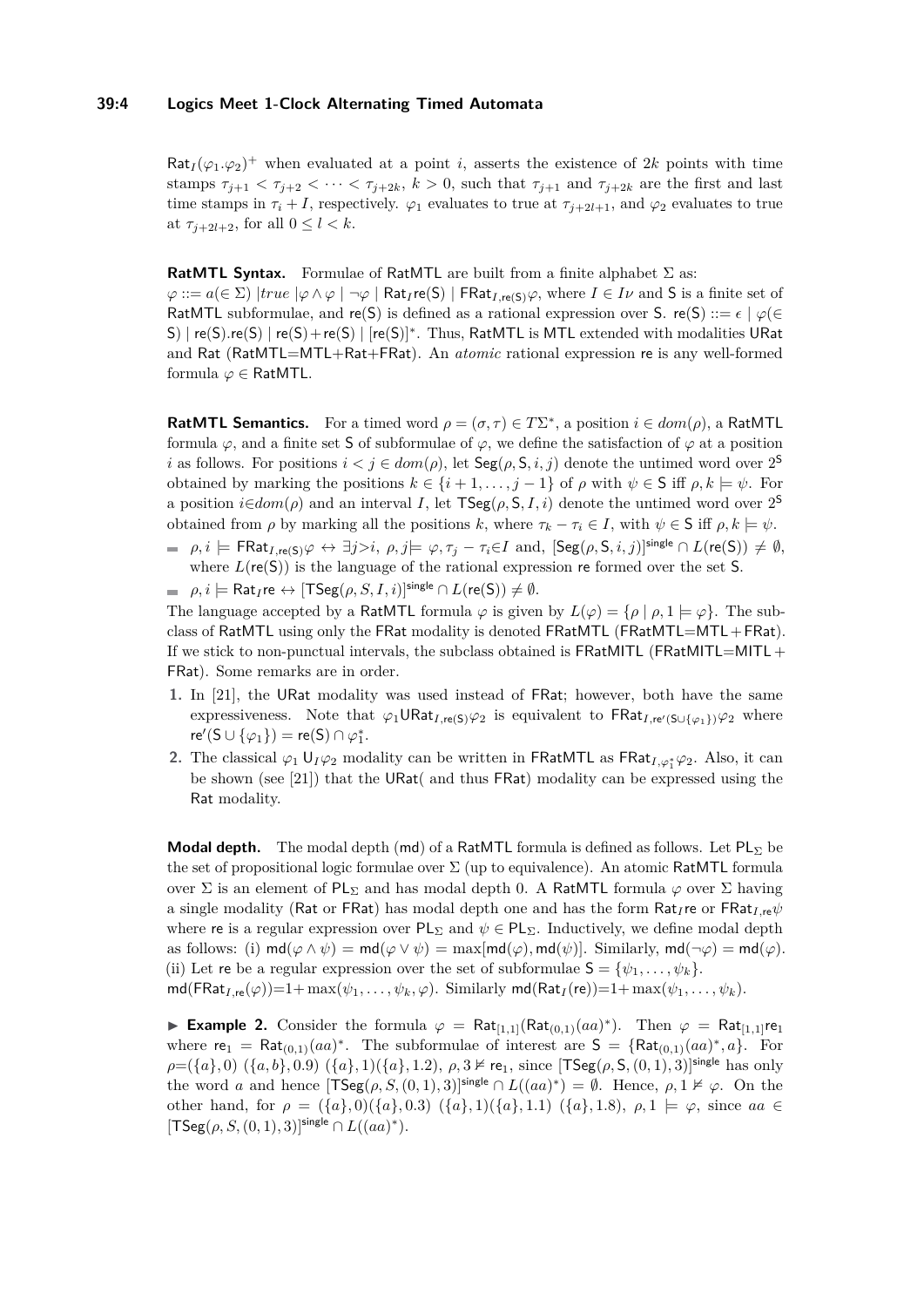$\mathsf{Rat}_I(\varphi_1.\varphi_2)^+$ when evaluated at a point $i$, asserts the existence of $2k$ points with time stamps $\tau_{j+1} < \tau_{j+2} < \cdots < \tau_{j+2k}$, $k > 0$, such that $\tau_{j+1}$ and $\tau_{j+2k}$ are the first and last time stamps in $\tau_i + I$, respectively. $\varphi_1$ evaluates to true at $\tau_{j+2l+1}$, and $\varphi_2$ evaluates to true at $\tau_{j+2l+2}$, for all $0 \leq l < k$.

**RatMTL Syntax.** Formulae of RatMTL are built from a finite alphabet $\Sigma$ as: $\varphi ::= a (\in \Sigma) \mid true \mid \varphi \wedge \varphi \mid \neg\varphi \mid \mathsf{Rat}_I \mathsf{re}(\mathsf{S}) \mid \mathsf{FRat}_{I,\mathsf{re}(\mathsf{S})}\varphi$, where $I \in I\nu$ and $\mathsf{S}$ is a finite set of RatMTL subformulae, and $\mathsf{re}(\mathsf{S})$ is defined as a rational expression over $\mathsf{S}$. $\mathsf{re}(\mathsf{S}) ::= \epsilon \mid \varphi(\in \mathsf{S}) \mid \mathsf{re}(\mathsf{S}).\mathsf{re}(\mathsf{S}) \mid \mathsf{re}(\mathsf{S}) + \mathsf{re}(\mathsf{S}) \mid [\mathsf{re}(\mathsf{S})]^*$. Thus, RatMTL is MTL extended with modalities URat and Rat (RatMTL=MTL+Rat+FRat). An *atomic* rational expression re is any well-formed formula $\varphi \in$ RatMTL.

**RatMTL Semantics.** For a timed word $\rho = (\sigma, \tau) \in T\Sigma^*$, a position $i \in dom(\rho)$, a RatMTL formula $\varphi$, and a finite set $\mathsf{S}$ of subformulae of $\varphi$, we define the satisfaction of $\varphi$ at a position $i$ as follows. For positions $i < j \in dom(\rho)$, let $\mathsf{Seg}(\rho, \mathsf{S}, i, j)$ denote the untimed word over $2^{\mathsf{S}}$ obtained by marking the positions $k \in \{i+1, \ldots, j-1\}$ of $\rho$ with $\psi \in \mathsf{S}$ iff $\rho, k \models \psi$. For a position $i \in dom(\rho)$ and an interval $I$, let $\mathsf{TSeg}(\rho, \mathsf{S}, I, i)$ denote the untimed word over $2^{\mathsf{S}}$ obtained from $\rho$ by marking all the positions $k$, where $\tau_k - \tau_i \in I$, with $\psi \in \mathsf{S}$ iff $\rho, k \models \psi$.

- $\rho, i \models \mathsf{FRat}_{I,\mathsf{re}(\mathsf{S})}\varphi \leftrightarrow \exists j > i,\ \rho, j \models \varphi, \tau_j - \tau_i \in I$ and, $[\mathsf{Seg}(\rho, \mathsf{S}, i, j)]^{\mathsf{single}} \cap L(\mathsf{re}(\mathsf{S})) \neq \emptyset$, where $L(\mathsf{re}(\mathsf{S}))$ is the language of the rational expression re formed over the set $\mathsf{S}$.
- $\rho, i \models \mathsf{Rat}_I \mathsf{re} \leftrightarrow [\mathsf{TSeg}(\rho, S, I, i)]^{\mathsf{single}} \cap L(\mathsf{re}(\mathsf{S})) \neq \emptyset$.

The language accepted by a RatMTL formula $\varphi$ is given by $L(\varphi) = \{\rho \mid \rho, 1 \models \varphi\}$. The subclass of RatMTL using only the FRat modality is denoted FRatMTL (FRatMTL=MTL+FRat). If we stick to non-punctual intervals, the subclass obtained is FRatMITL (FRatMITL=MITL+FRat). Some remarks are in order.

1. In [21], the URat modality was used instead of FRat; however, both have the same expressiveness. Note that $\varphi_1 \mathsf{URat}_{I,\mathsf{re}(\mathsf{S})}\varphi_2$ is equivalent to $\mathsf{FRat}_{I,\mathsf{re}'(\mathsf{S} \cup \{\varphi_1\})}\varphi_2$ where $\mathsf{re}'(\mathsf{S} \cup \{\varphi_1\}) = \mathsf{re}(\mathsf{S}) \cap \varphi_1^*$.
2. The classical $\varphi_1 \mathsf{U}_I \varphi_2$ modality can be written in FRatMTL as $\mathsf{FRat}_{I,\varphi_1^*}\varphi_2$. Also, it can be shown (see [21]) that the URat( and thus FRat) modality can be expressed using the Rat modality.

**Modal depth.** The modal depth (md) of a RatMTL formula is defined as follows. Let $\mathsf{PL}_\Sigma$ be the set of propositional logic formulae over $\Sigma$ (up to equivalence). An atomic RatMTL formula over $\Sigma$ is an element of $\mathsf{PL}_\Sigma$ and has modal depth 0. A RatMTL formula $\varphi$ over $\Sigma$ having a single modality (Rat or FRat) has modal depth one and has the form $\mathsf{Rat}_I \mathsf{re}$ or $\mathsf{FRat}_{I,\mathsf{re}}\psi$ where re is a regular expression over $\mathsf{PL}_\Sigma$ and $\psi \in \mathsf{PL}_\Sigma$. Inductively, we define modal depth as follows: (i) $\mathsf{md}(\varphi \wedge \psi) = \mathsf{md}(\varphi \vee \psi) = \max[\mathsf{md}(\varphi), \mathsf{md}(\psi)]$. Similarly, $\mathsf{md}(\neg\varphi) = \mathsf{md}(\varphi)$. (ii) Let re be a regular expression over the set of subformulae $\mathsf{S} = \{\psi_1, \ldots, \psi_k\}$. $\mathsf{md}(\mathsf{FRat}_{I,\mathsf{re}}(\varphi)) = 1 + \max(\psi_1, \ldots, \psi_k, \varphi)$. Similarly $\mathsf{md}(\mathsf{Rat}_I(\mathsf{re})) = 1 + \max(\psi_1, \ldots, \psi_k)$.

▶ **Example 2.** Consider the formula $\varphi = \mathsf{Rat}_{[1,1]}(\mathsf{Rat}_{(0,1)}(aa)^*)$. Then $\varphi = \mathsf{Rat}_{[1,1]}\mathsf{re}_1$ where $\mathsf{re}_1 = \mathsf{Rat}_{(0,1)}(aa)^*$. The subformulae of interest are $\mathsf{S} = \{\mathsf{Rat}_{(0,1)}(aa)^*, a\}$. For $\rho = (\{a\}, 0)\ (\{a, b\}, 0.9)\ (\{a\}, 1)(\{a\}, 1.2)$, $\rho, 3 \nvDash \mathsf{re}_1$, since $[\mathsf{TSeg}(\rho, \mathsf{S}, (0,1), 3)]^{\mathsf{single}}$ has only the word $a$ and hence $[\mathsf{TSeg}(\rho, S, (0,1), 3)]^{\mathsf{single}} \cap L((aa)^*) = \emptyset$. Hence, $\rho, 1 \nvDash \varphi$. On the other hand, for $\rho = (\{a\}, 0)(\{a\}, 0.3)\ (\{a\}, 1)(\{a\}, 1.1)\ (\{a\}, 1.8)$, $\rho, 1 \models \varphi$, since $aa \in [\mathsf{TSeg}(\rho, S, (0,1), 3)]^{\mathsf{single}} \cap L((aa)^*)$.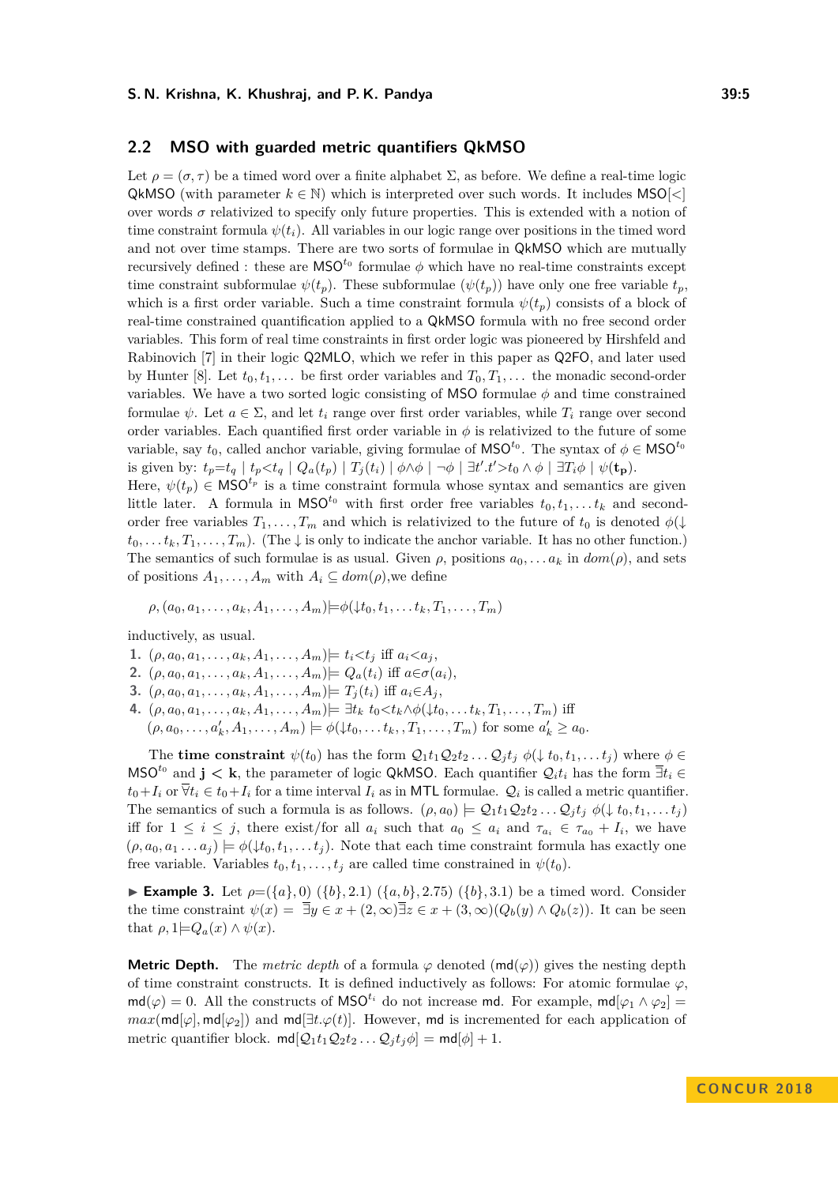## 2.2 MSO with guarded metric quantifiers QkMSO

Let $\rho = (\sigma, \tau)$ be a timed word over a finite alphabet $\Sigma$, as before. We define a real-time logic QkMSO (with parameter $k \in \mathbb{N}$) which is interpreted over such words. It includes MSO[<] over words $\sigma$ relativized to specify only future properties. This is extended with a notion of time constraint formula $\psi(t_i)$. All variables in our logic range over positions in the timed word and not over time stamps. There are two sorts of formulae in QkMSO which are mutually recursively defined : these are $\mathsf{MSO}^{t_0}$ formulae $\phi$ which have no real-time constraints except time constraint subformulae $\psi(t_p)$. These subformulae ($\psi(t_p)$) have only one free variable $t_p$, which is a first order variable. Such a time constraint formula $\psi(t_p)$ consists of a block of real-time constrained quantification applied to a QkMSO formula with no free second order variables. This form of real time constraints in first order logic was pioneered by Hirshfeld and Rabinovich [7] in their logic Q2MLO, which we refer in this paper as Q2FO, and later used by Hunter [8]. Let $t_0, t_1, \dots$ be first order variables and $T_0, T_1, \dots$ the monadic second-order variables. We have a two sorted logic consisting of MSO formulae $\phi$ and time constrained formulae $\psi$. Let $a \in \Sigma$, and let $t_i$ range over first order variables, while $T_i$ range over second order variables. Each quantified first order variable in $\phi$ is relativized to the future of some variable, say $t_0$, called anchor variable, giving formula of $\mathsf{MSO}^{t_0}$. The syntax of $\phi \in \mathsf{MSO}^{t_0}$ is given by: $t_p{=}t_q \mid t_p{<}t_q \mid Q_a(t_p) \mid T_j(t_i) \mid \phi{\wedge}\phi \mid \neg\phi \mid \exists t'.t'{>}t_0 \wedge \phi \mid \exists T_i \phi \mid \psi(\mathbf{t_p})$.
Here, $\psi(t_p) \in \mathsf{MSO}^{t_p}$ is a time constraint formula whose syntax and semantics are given little later. A formula in $\mathsf{MSO}^{t_0}$ with first order free variables $t_0, t_1, \dots t_k$ and second-order free variables $T_1, \dots, T_m$ and which is relativized to the future of $t_0$ is denoted $\phi(\downarrow t_0, \dots t_k, T_1, \dots, T_m)$. (The $\downarrow$ is only to indicate the anchor variable. It has no other function.) The semantics of such formulae is as usual. Given $\rho$, positions $a_0, \dots a_k$ in $dom(\rho)$, and sets of positions $A_1, \dots, A_m$ with $A_i \subseteq dom(\rho)$,we define

$$\rho, (a_0, a_1, \dots, a_k, A_1, \dots, A_m) \models \phi(\downarrow t_0, t_1, \dots t_k, T_1, \dots, T_m)$$

inductively, as usual.

1. $(\rho, a_0, a_1, \dots, a_k, A_1, \dots, A_m) \models t_i{<}t_j$ iff $a_i{<}a_j$,
2. $(\rho, a_0, a_1, \dots, a_k, A_1, \dots, A_m) \models Q_a(t_i)$ iff $a{\in}\sigma(a_i)$,
3. $(\rho, a_0, a_1, \dots, a_k, A_1, \dots, A_m) \models T_j(t_i)$ iff $a_i{\in}A_j$,
4. $(\rho, a_0, a_1, \dots, a_k, A_1, \dots, A_m) \models \exists t_k\ t_0{<}t_k{\wedge}\phi(\downarrow t_0, \dots t_k, T_1, \dots, T_m)$ iff $(\rho, a_0, \dots, a'_k, A_1, \dots, A_m) \models \phi(\downarrow t_0, \dots t_k, , T_1, \dots, T_m)$ for some $a'_k \geq a_0$.

The **time constraint** $\psi(t_0)$ has the form $\mathcal{Q}_1 t_1 \mathcal{Q}_2 t_2 \dots \mathcal{Q}_j t_j\ \phi(\downarrow t_0, t_1, \dots t_j)$ where $\phi \in \mathsf{MSO}^{t_0}$ and $\mathbf{j} < \mathbf{k}$, the parameter of logic QkMSO. Each quantifier $\mathcal{Q}_i t_i$ has the form $\overline{\exists} t_i \in t_0{+}I_i$ or $\overline{\forall} t_i \in t_0{+}I_i$ for a time interval $I_i$ as in MTL formulae. $\mathcal{Q}_i$ is called a metric quantifier. The semantics of such a formula is as follows. $(\rho, a_0) \models \mathcal{Q}_1 t_1 \mathcal{Q}_2 t_2 \dots \mathcal{Q}_j t_j\ \phi(\downarrow t_0, t_1, \dots t_j)$ iff for $1 \leq i \leq j$, there exist/for all $a_i$ such that $a_0 \leq a_i$ and $\tau_{a_i} \in \tau_{a_0} + I_i$, we have $(\rho, a_0, a_1 \dots a_j) \models \phi(\downarrow t_0, t_1, \dots t_j)$. Note that each time constraint formula has exactly one free variable. Variables $t_0, t_1, \dots, t_j$ are called time constrained in $\psi(t_0)$.

▶ **Example 3.** Let $\rho{=}(\{a\}, 0)\ (\{b\}, 2.1)\ (\{a, b\}, 2.75)\ (\{b\}, 3.1)$ be a timed word. Consider the time constraint $\psi(x) = \overline{\exists} y \in x + (2, \infty) \overline{\exists} z \in x + (3, \infty)(Q_b(y) \wedge Q_b(z))$. It can be seen that $\rho, 1 {\models} Q_a(x) \wedge \psi(x)$.

**Metric Depth.** The *metric depth* of a formula $\varphi$ denoted $(\mathsf{md}(\varphi))$ gives the nesting depth of time constraint constructs. It is defined inductively as follows: For atomic formulae $\varphi$, $\mathsf{md}(\varphi) = 0$. All the constructs of $\mathsf{MSO}^{t_i}$ do not increase md. For example, $\mathsf{md}[\varphi_1 \wedge \varphi_2] = max(\mathsf{md}[\varphi], \mathsf{md}[\varphi_2])$ and $\mathsf{md}[\exists t.\varphi(t)]$. However, md is incremented for each application of metric quantifier block. $\mathsf{md}[\mathcal{Q}_1 t_1 \mathcal{Q}_2 t_2 \dots \mathcal{Q}_j t_j \phi] = \mathsf{md}[\phi] + 1$.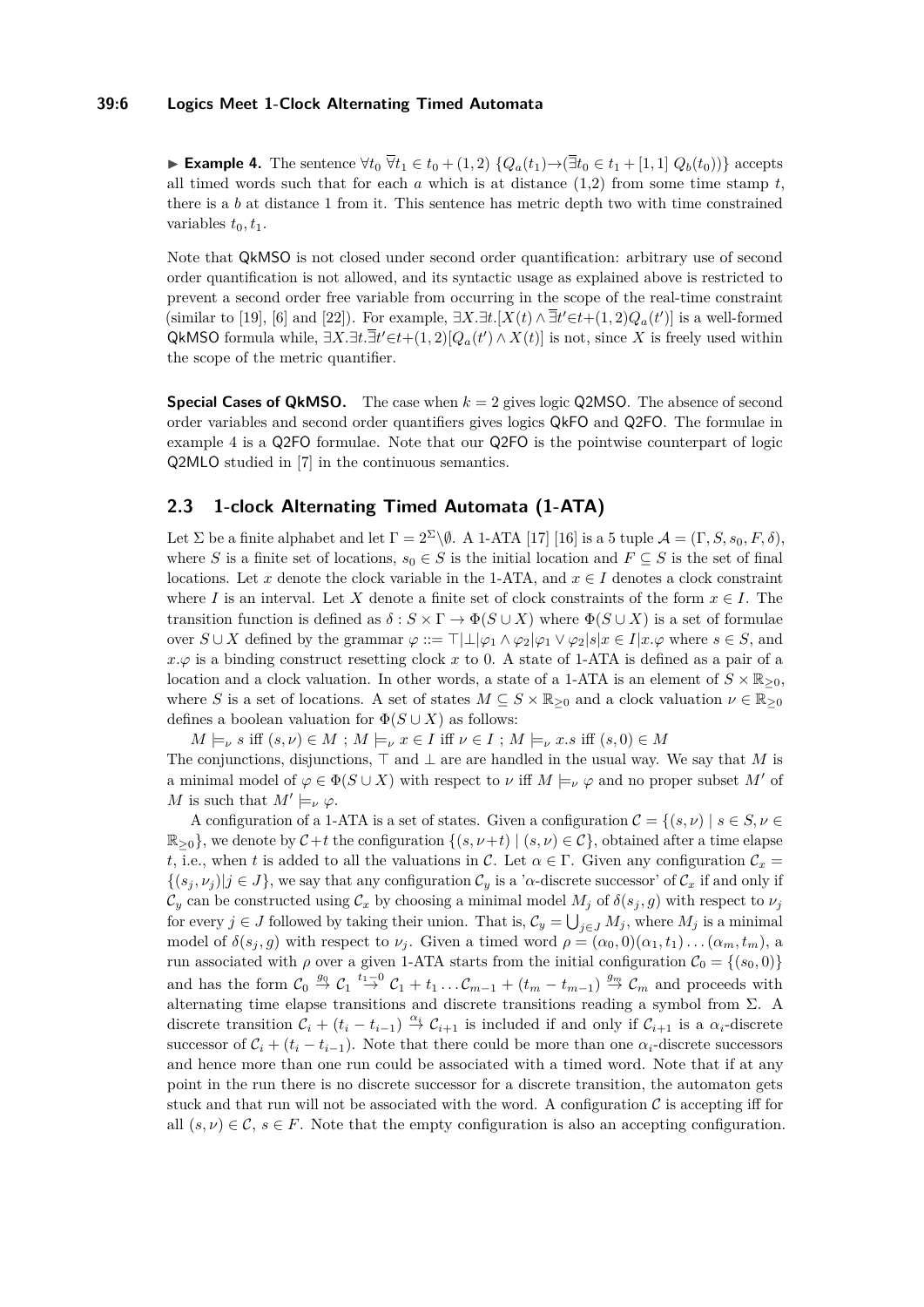▶ **Example 4.** The sentence $\forall t_0\ \overline{\forall} t_1 \in t_0 + (1,2)\ \{Q_a(t_1) \rightarrow (\overline{\exists} t_0 \in t_1 + [1,1]\ Q_b(t_0))\}$ accepts all timed words such that for each $a$ which is at distance (1,2) from some time stamp $t$, there is a $b$ at distance 1 from it. This sentence has metric depth two with time constrained variables $t_0, t_1$.

Note that QkMSO is not closed under second order quantification: arbitrary use of second order quantification is not allowed, and its syntactic usage as explained above is restricted to prevent a second order free variable from occurring in the scope of the real-time constraint (similar to [19], [6] and [22]). For example, $\exists X.\exists t.[X(t) \wedge \overline{\exists} t' {\in} t{+}(1,2) Q_a(t')]$ is a well-formed QkMSO formula while, $\exists X.\exists t.\overline{\exists} t' {\in} t{+}(1,2)[Q_a(t') \wedge X(t)]$ is not, since $X$ is freely used within the scope of the metric quantifier.

**Special Cases of QkMSO.** The case when $k = 2$ gives logic Q2MSO. The absence of second order variables and second order quantifiers gives logics QkFO and Q2FO. The formulae in example 4 is a Q2FO formulae. Note that our Q2FO is the pointwise counterpart of logic Q2MLO studied in [7] in the continuous semantics.

## 2.3 1-clock Alternating Timed Automata (1-ATA)

Let $\Sigma$ be a finite alphabet and let $\Gamma = 2^{\Sigma} \backslash \emptyset$. A 1-ATA [17] [16] is a 5 tuple $\mathcal{A} = (\Gamma, S, s_0, F, \delta)$, where $S$ is a finite set of locations, $s_0 \in S$ is the initial location and $F \subseteq S$ is the set of final locations. Let $x$ denote the clock variable in the 1-ATA, and $x \in I$ denotes a clock constraint where $I$ is an interval. Let $X$ denote a finite set of clock constraints of the form $x \in I$. The transition function is defined as $\delta : S \times \Gamma \rightarrow \Phi(S \cup X)$ where $\Phi(S \cup X)$ is a set of formulae over $S \cup X$ defined by the grammar $\varphi ::= \top | \bot | \varphi_1 \wedge \varphi_2 | \varphi_1 \vee \varphi_2 | s | x \in I | x.\varphi$ where $s \in S$, and $x.\varphi$ is a binding construct resetting clock $x$ to 0. A state of 1-ATA is defined as a pair of a location and a clock valuation. In other words, a state of a 1-ATA is an element of $S \times \mathbb{R}_{\geq 0}$, where $S$ is a set of locations. A set of states $M \subseteq S \times \mathbb{R}_{\geq 0}$ and a clock valuation $\nu \in \mathbb{R}_{\geq 0}$ defines a boolean valuation for $\Phi(S \cup X)$ as follows:

$M \models_\nu s$ iff $(s, \nu) \in M$ ; $M \models_\nu x \in I$ iff $\nu \in I$ ; $M \models_\nu x.s$ iff $(s, 0) \in M$

The conjunctions, disjunctions, $\top$ and $\bot$ are handled in the usual way. We say that $M$ is a minimal model of $\varphi \in \Phi(S \cup X)$ with respect to $\nu$ iff $M \models_\nu \varphi$ and no proper subset $M'$ of $M$ is such that $M' \models_\nu \varphi$.

A configuration of a 1-ATA is a set of states. Given a configuration $\mathcal{C} = \{(s, \nu) \mid s \in S, \nu \in \mathbb{R}_{\geq 0}\}$, we denote by $\mathcal{C}{+}t$ the configuration $\{(s, \nu{+}t) \mid (s, \nu) \in \mathcal{C}\}$, obtained after a time elapse $t$, i.e., when $t$ is added to all the valuations in $\mathcal{C}$. Let $\alpha \in \Gamma$. Given any configuration $\mathcal{C}_x = \{(s_j, \nu_j) | j \in J\}$, we say that any configuration $\mathcal{C}_y$ is a '$\alpha$-discrete successor' of $\mathcal{C}_x$ if and only if $\mathcal{C}_y$ can be constructed using $\mathcal{C}_x$ by choosing a minimal model $M_j$ of $\delta(s_j, g)$ with respect to $\nu_j$ for every $j \in J$ followed by taking their union. That is, $\mathcal{C}_y = \bigcup_{j \in J} M_j$, where $M_j$ is a minimal model of $\delta(s_j, g)$ with respect to $\nu_j$. Given a timed word $\rho = (\alpha_0, 0)(\alpha_1, t_1) \ldots (\alpha_m, t_m)$, a run associated with $\rho$ over a given 1-ATA starts from the initial configuration $\mathcal{C}_0 = \{(s_0, 0)\}$ and has the form $\mathcal{C}_0 \stackrel{g_0}{\rightarrow} \mathcal{C}_1 \stackrel{t_1 - 0}{\rightarrow} \mathcal{C}_1 + t_1 \ldots \mathcal{C}_{m-1} + (t_m - t_{m-1}) \stackrel{g_m}{\rightarrow} \mathcal{C}_m$ and proceeds with alternating time elapse transitions and discrete transitions reading a symbol from $\Sigma$. A discrete transition $\mathcal{C}_i + (t_i - t_{i-1}) \stackrel{\alpha_i}{\rightarrow} \mathcal{C}_{i+1}$ is included if and only if $\mathcal{C}_{i+1}$ is a $\alpha_i$-discrete successor of $\mathcal{C}_i + (t_i - t_{i-1})$. Note that there could be more than one $\alpha_i$-discrete successors and hence more than one run could be associated with a timed word. Note that if at any point in the run there is no discrete successor for a discrete transition, the automaton gets stuck and that run will not be associated with the word. A configuration $\mathcal{C}$ is accepting iff for all $(s, \nu) \in \mathcal{C}$, $s \in F$. Note that the empty configuration is also an accepting configuration.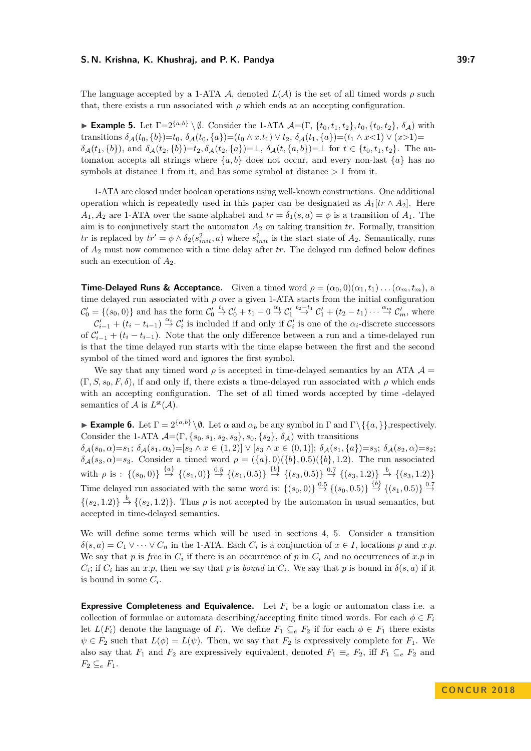The language accepted by a 1-ATA $\mathcal{A}$, denoted $L(\mathcal{A})$ is the set of all timed words $\rho$ such that, there exists a run associated with $\rho$ which ends at an accepting configuration.

▶ **Example 5.** Let $\Gamma{=}2^{\{a,b\}} \setminus \emptyset$. Consider the 1-ATA $\mathcal{A}{=}(\Gamma, \{t_0, t_1, t_2\}, t_0, \{t_0, t_2\}, \delta_{\mathcal{A}})$ with transitions $\delta_{\mathcal{A}}(t_0, \{b\}){=}t_0$, $\delta_{\mathcal{A}}(t_0, \{a\}){=}(t_0 \wedge x.t_1) \vee t_2$, $\delta_{\mathcal{A}}(t_1, \{a\}){=}(t_1 \wedge x{<}1) \vee (x{>}1){=}$ $\delta_{\mathcal{A}}(t_1, \{b\})$, and $\delta_{\mathcal{A}}(t_2, \{b\}){=}t_2, \delta_{\mathcal{A}}(t_2, \{a\}){=}\bot$, $\delta_{\mathcal{A}}(t, \{a,b\}){=}\bot$ for $t \in \{t_0, t_1, t_2\}$. The automaton accepts all strings where $\{a, b\}$ does not occur, and every non-last $\{a\}$ has no symbols at distance 1 from it, and has some symbol at distance $> 1$ from it.

1-ATA are closed under boolean operations using well-known constructions. One additional operation which is repeatedly used in this paper can be designated as $A_1[tr \wedge A_2]$. Here $A_1, A_2$ are 1-ATA over the same alphabet and $tr = \delta_1(s, a) = \phi$ is a transition of $A_1$. The aim is to conjunctively start the automaton $A_2$ on taking transition $tr$. Formally, transition $tr$ is replaced by $tr' = \phi \wedge \delta_2(s^2_{init}, a)$ where $s^2_{init}$ is the start state of $A_2$. Semantically, runs of $A_2$ must now commence with a time delay after $tr$. The delayed run defined below defines such an execution of $A_2$.

**Time-Delayed Runs & Acceptance.** Given a timed word $\rho = (\alpha_0, 0)(\alpha_1, t_1) \ldots (\alpha_m, t_m)$, a time delayed run associated with $\rho$ over a given 1-ATA starts from the initial configuration $\mathcal{C}'_0 = \{(s_0, 0)\}$ and has the form $\mathcal{C}'_0 \xrightarrow{t_1} \mathcal{C}'_0 + t_1 - 0 \xrightarrow{\alpha_1} \mathcal{C}'_1 \xrightarrow{t_2 - t_1} \mathcal{C}'_1 + (t_2 - t_1) \cdots \xrightarrow{\alpha_m} \mathcal{C}'_m$, where $\mathcal{C}'_{i-1} + (t_i - t_{i-1}) \xrightarrow{\alpha_i} \mathcal{C}'_i$ is included if and only if $\mathcal{C}'_i$ is one of the $\alpha_i$-discrete successors of $\mathcal{C}'_{i-1} + (t_i - t_{i-1})$. Note that the only difference between a run and a time-delayed run is that the time delayed run starts with the time elapse between the first and the second symbol of the timed word and ignores the first symbol.

We say that any timed word $\rho$ is accepted in time-delayed semantics by an ATA $\mathcal{A} = (\Gamma, S, s_0, F, \delta)$, if and only if, there exists a time-delayed run associated with $\rho$ which ends with an accepting configuration. The set of all timed words accepted by time -delayed semantics of $\mathcal{A}$ is $L^{\mathsf{st}}(\mathcal{A})$.

▶ **Example 6.** Let $\Gamma = 2^{\{a,b\}} \setminus \emptyset$. Let $\alpha$ and $\alpha_b$ be any symbol in $\Gamma$ and $\Gamma \setminus \{\{a,\}\}$,respectively. Consider the 1-ATA $\mathcal{A}{=}(\Gamma, \{s_0, s_1, s_2, s_3\}, s_0, \{s_2\}, \delta_{\mathcal{A}})$ with transitions $\delta_{\mathcal{A}}(s_0, \alpha){=}s_1$; $\delta_{\mathcal{A}}(s_1, \alpha_b){=}[s_2 \wedge x \in (1,2)] \vee [s_3 \wedge x \in (0,1)]$; $\delta_{\mathcal{A}}(s_1, \{a\}){=}s_3$; $\delta_{\mathcal{A}}(s_2, \alpha){=}s_2$; $\delta_{\mathcal{A}}(s_3, \alpha){=}s_3$. Consider a timed word $\rho = (\{a\}, 0)(\{b\}, 0.5)(\{b\}, 1.2)$. The run associated with $\rho$ is : $\{(s_0, 0)\} \xrightarrow{\{a\}} \{(s_1, 0)\} \xrightarrow{0.5} \{(s_1, 0.5)\} \xrightarrow{\{b\}} \{(s_3, 0.5)\} \xrightarrow{0.7} \{(s_3, 1.2)\} \xrightarrow{b} \{(s_3, 1.2)\}$ Time delayed run associated with the same word is: $\{(s_0, 0)\} \xrightarrow{0.5} \{(s_0, 0.5)\} \xrightarrow{\{b\}} \{(s_1, 0.5)\} \xrightarrow{0.7}$ $\{(s_2, 1.2)\} \xrightarrow{b} \{(s_2, 1.2)\}$. Thus $\rho$ is not accepted by the automaton in usual semantics, but accepted in time-delayed semantics.

We will define some terms which will be used in sections 4, 5. Consider a transition $\delta(s, a) = C_1 \vee \cdots \vee C_n$ in the 1-ATA. Each $C_i$ is a conjunction of $x \in I$, locations $p$ and $x.p$. We say that $p$ is *free* in $C_i$ if there is an occurrence of $p$ in $C_i$ and no occurrences of $x.p$ in $C_i$; if $C_i$ has an $x.p$, then we say that $p$ is *bound* in $C_i$. We say that $p$ is bound in $\delta(s, a)$ if it is bound in some $C_i$.

**Expressive Completeness and Equivalence.** Let $F_i$ be a logic or automaton class i.e. a collection of formulae or automata describing/accepting finite timed words. For each $\phi \in F_i$ let $L(F_i)$ denote the language of $F_i$. We define $F_1 \subseteq_e F_2$ if for each $\phi \in F_1$ there exists $\psi \in F_2$ such that $L(\phi) = L(\psi)$. Then, we say that $F_2$ is expressively complete for $F_1$. We also say that $F_1$ and $F_2$ are expressively equivalent, denoted $F_1 \equiv_e F_2$, iff $F_1 \subseteq_e F_2$ and $F_2 \subseteq_e F_1$.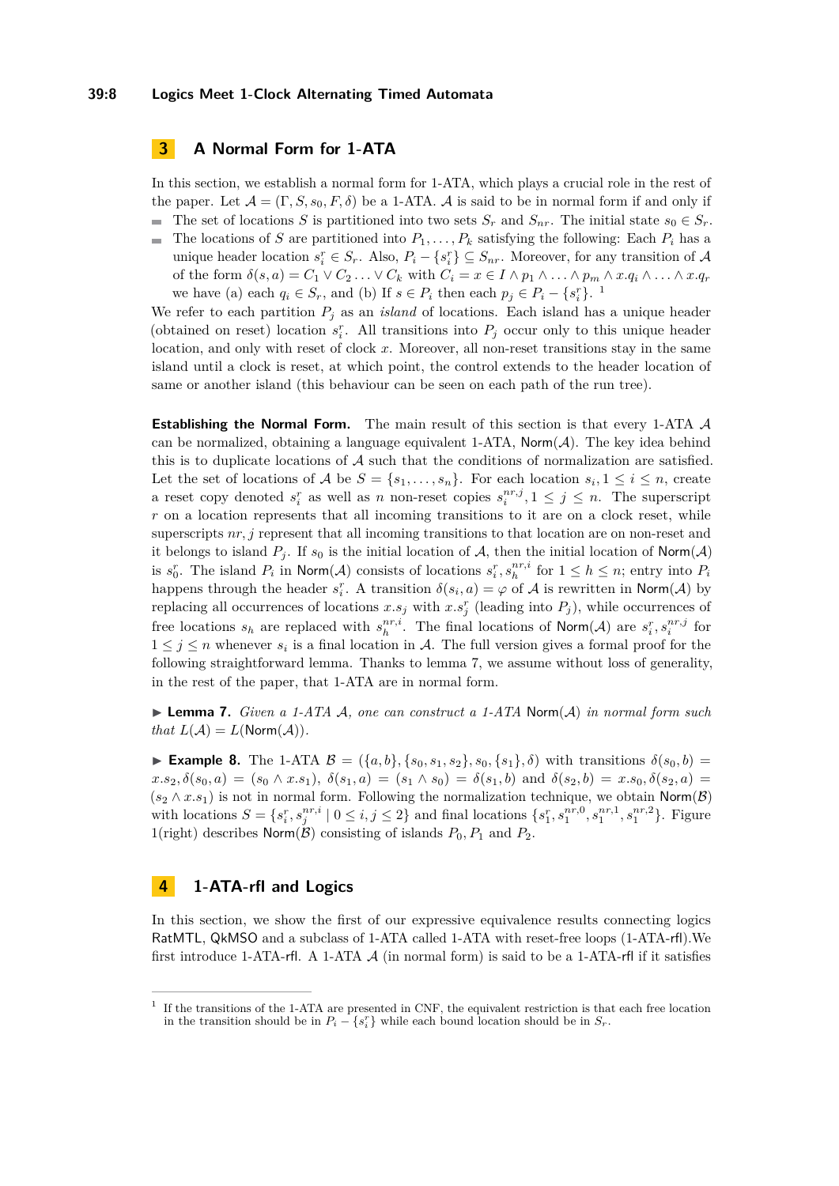## 3 A Normal Form for 1-ATA

In this section, we establish a normal form for 1-ATA, which plays a crucial role in the rest of the paper. Let $\mathcal{A} = (\Gamma, S, s_0, F, \delta)$ be a 1-ATA. $\mathcal{A}$ is said to be in normal form if and only if

- The set of locations $S$ is partitioned into two sets $S_r$ and $S_{nr}$. The initial state $s_0 \in S_r$.
- The locations of $S$ are partitioned into $P_1, \ldots, P_k$ satisfying the following: Each $P_i$ has a unique header location $s_i^r \in S_r$. Also, $P_i - \{s_i^r\} \subseteq S_{nr}$. Moreover, for any transition of $\mathcal{A}$ of the form $\delta(s, a) = C_1 \vee C_2 \ldots \vee C_k$ with $C_i = x \in I \wedge p_1 \wedge \ldots \wedge p_m \wedge x.q_i \wedge \ldots \wedge x.q_r$ we have (a) each $q_i \in S_r$, and (b) If $s \in P_i$ then each $p_j \in P_i - \{s_i^r\}$. [1]

We refer to each partition $P_j$ as an *island* of locations. Each island has a unique header (obtained on reset) location $s_i^r$. All transitions into $P_j$ occur only to this unique header location, and only with reset of clock $x$. Moreover, all non-reset transitions stay in the same island until a clock is reset, at which point, the control extends to the header location of same or another island (this behaviour can be seen on each path of the run tree).

**Establishing the Normal Form.** The main result of this section is that every 1-ATA $\mathcal{A}$ can be normalized, obtaining a language equivalent 1-ATA, $\mathsf{Norm}(\mathcal{A})$. The key idea behind this is to duplicate locations of $\mathcal{A}$ such that the conditions of normalization are satisfied. Let the set of locations of $\mathcal{A}$ be $S = \{s_1, \ldots, s_n\}$. For each location $s_i, 1 \leq i \leq n$, create a reset copy denoted $s_i^r$ as well as $n$ non-reset copies $s_i^{nr,j}, 1 \leq j \leq n$. The superscript $r$ on a location represents that all incoming transitions to it are on a clock reset, while superscripts $nr, j$ represent that all incoming transitions to that location are on non-reset and it belongs to island $P_j$. If $s_0$ is the initial location of $\mathcal{A}$, then the initial location of $\mathsf{Norm}(\mathcal{A})$ is $s_0^r$. The island $P_i$ in $\mathsf{Norm}(\mathcal{A})$ consists of locations $s_i^r, s_h^{nr,i}$ for $1 \leq h \leq n$; entry into $P_i$ happens through the header $s_i^r$. A transition $\delta(s_i, a) = \varphi$ of $\mathcal{A}$ is rewritten in $\mathsf{Norm}(\mathcal{A})$ by replacing all occurrences of locations $x.s_j$ with $x.s_j^r$ (leading into $P_j$), while occurrences of free locations $s_h$ are replaced with $s_h^{nr,i}$. The final locations of $\mathsf{Norm}(\mathcal{A})$ are $s_i^r, s_i^{nr,j}$ for $1 \leq j \leq n$ whenever $s_i$ is a final location in $\mathcal{A}$. The full version gives a formal proof for the following straightforward lemma. Thanks to lemma 7, we assume without loss of generality, in the rest of the paper, that 1-ATA are in normal form.

▶ **Lemma 7.** *Given a 1-ATA $\mathcal{A}$, one can construct a 1-ATA $\mathsf{Norm}(\mathcal{A})$ in normal form such that $L(\mathcal{A}) = L(\mathsf{Norm}(\mathcal{A}))$.*

▶ **Example 8.** The 1-ATA $\mathcal{B} = (\{a, b\}, \{s_0, s_1, s_2\}, s_0, \{s_1\}, \delta)$ with transitions $\delta(s_0, b) = x.s_2, \delta(s_0, a) = (s_0 \wedge x.s_1), \delta(s_1, a) = (s_1 \wedge s_0) = \delta(s_1, b)$ and $\delta(s_2, b) = x.s_0, \delta(s_2, a) = (s_2 \wedge x.s_1)$ is not in normal form. Following the normalization technique, we obtain $\mathsf{Norm}(\mathcal{B})$ with locations $S = \{s_i^r, s_j^{nr,i} \mid 0 \leq i, j \leq 2\}$ and final locations $\{s_1^r, s_1^{nr,0}, s_1^{nr,1}, s_1^{nr,2}\}$. Figure 1(right) describes $\mathsf{Norm}(\mathcal{B})$ consisting of islands $P_0, P_1$ and $P_2$.

## 4 1-ATA-rfl and Logics

In this section, we show the first of our expressive equivalence results connecting logics $\mathsf{RatMTL}$, $\mathsf{QkMSO}$ and a subclass of 1-ATA called 1-ATA with reset-free loops (1-ATA-rfl).We first introduce 1-ATA-rfl. A 1-ATA $\mathcal{A}$ (in normal form) is said to be a 1-ATA-rfl if it satisfies

---

[1] If the transitions of the 1-ATA are presented in CNF, the equivalent restriction is that each free location in the transition should be in $P_i - \{s_i^r\}$ while each bound location should be in $S_r$.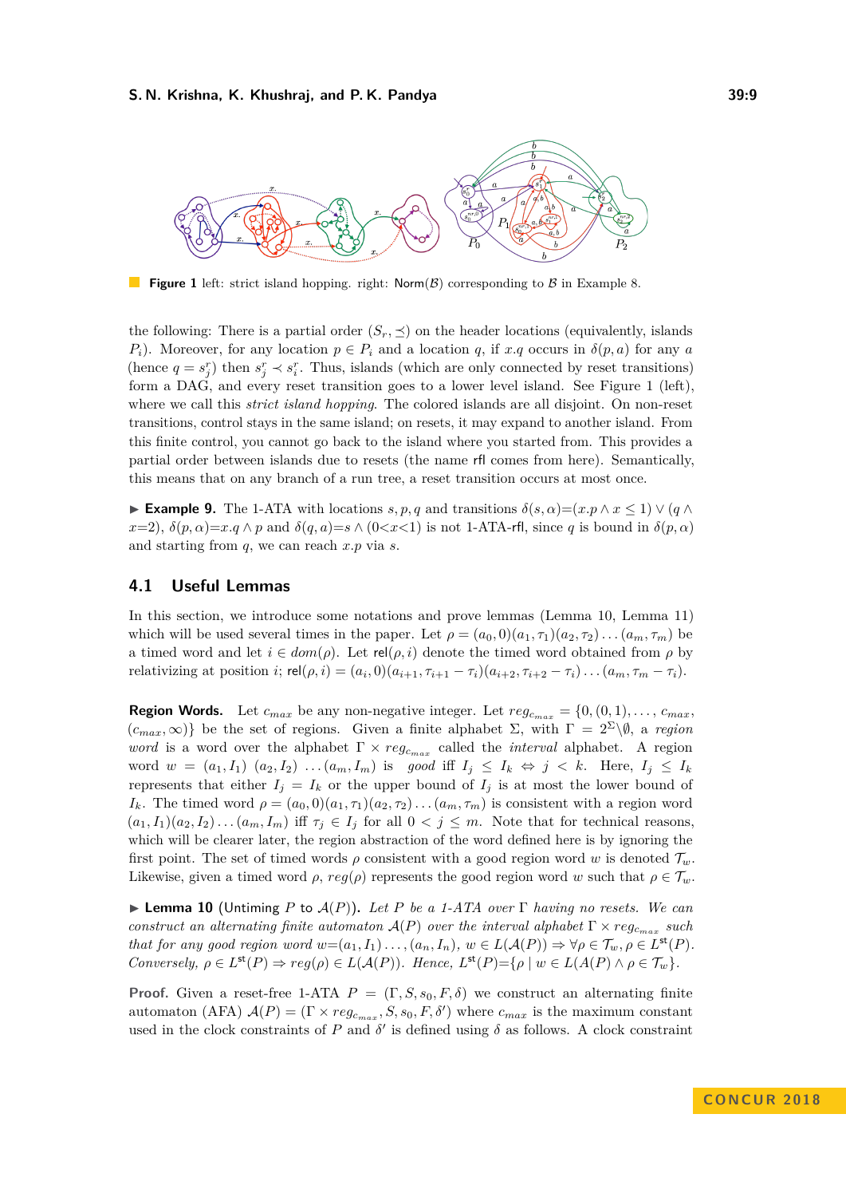**Figure 1** left: strict island hopping. right: $\mathsf{Norm}(\mathcal{B})$ corresponding to $\mathcal{B}$ in Example 8.

the following: There is a partial order $(S_r, \preceq)$ on the header locations (equivalently, islands $P_i$). Moreover, for any location $p \in P_i$ and a location $q$, if $x.q$ occurs in $\delta(p, a)$ for any $a$ (hence $q = s^r_j$) then $s^r_j \prec s^r_i$. Thus, islands (which are only connected by reset transitions) form a DAG, and every reset transition goes to a lower level island. See Figure 1 (left), where we call this *strict island hopping*. The colored islands are all disjoint. On non-reset transitions, control stays in the same island; on resets, it may expand to another island. From this finite control, you cannot go back to the island where you started from. This provides a partial order between islands due to resets (the name rfl comes from here). Semantically, this means that on any branch of a run tree, a reset transition occurs at most once.

▶ **Example 9.** The 1-ATA with locations $s, p, q$ and transitions $\delta(s, \alpha) = (x.p \wedge x \leq 1) \vee (q \wedge x{=}2)$, $\delta(p, \alpha) = x.q \wedge p$ and $\delta(q, a) = s \wedge (0{<}x{<}1)$ is not 1-ATA-rfl, since $q$ is bound in $\delta(p, \alpha)$ and starting from $q$, we can reach $x.p$ via $s$.

## 4.1 Useful Lemmas

In this section, we introduce some notations and prove lemmas (Lemma 10, Lemma 11) which will be used several times in the paper. Let $\rho = (a_0, 0)(a_1, \tau_1)(a_2, \tau_2) \ldots (a_m, \tau_m)$ be a timed word and let $i \in dom(\rho)$. Let $\mathsf{rel}(\rho, i)$ denote the timed word obtained from $\rho$ by relativizing at position $i$; $\mathsf{rel}(\rho, i) = (a_i, 0)(a_{i+1}, \tau_{i+1} - \tau_i)(a_{i+2}, \tau_{i+2} - \tau_i) \ldots (a_m, \tau_m - \tau_i)$.

**Region Words.** Let $c_{max}$ be any non-negative integer. Let $reg_{c_{max}} = \{0, (0, 1), \ldots, c_{max}, (c_{max}, \infty)\}$ be the set of regions. Given a finite alphabet $\Sigma$, with $\Gamma = 2^{\Sigma} \backslash \emptyset$, a *region word* is a word over the alphabet $\Gamma \times reg_{c_{max}}$ called the *interval* alphabet. A region word $w = (a_1, I_1)\ (a_2, I_2)\ \ldots (a_m, I_m)$ is *good* iff $I_j \leq I_k \Leftrightarrow j < k$. Here, $I_j \leq I_k$ represents that either $I_j = I_k$ or the upper bound of $I_j$ is at most the lower bound of $I_k$. The timed word $\rho = (a_0, 0)(a_1, \tau_1)(a_2, \tau_2) \ldots (a_m, \tau_m)$ is consistent with a region word $(a_1, I_1)(a_2, I_2) \ldots (a_m, I_m)$ iff $\tau_j \in I_j$ for all $0 < j \leq m$. Note that for technical reasons, which will be clearer later, the region abstraction of the word defined here is by ignoring the first point. The set of timed words $\rho$ consistent with a good region word $w$ is denoted $\mathcal{T}_w$. Likewise, given a timed word $\rho$, $reg(\rho)$ represents the good region word $w$ such that $\rho \in \mathcal{T}_w$.

▶ **Lemma 10** (Untiming $P$ to $\mathcal{A}(P)$)**.** *Let $P$ be a 1-ATA over $\Gamma$ having no resets. We can construct an alternating finite automaton $\mathcal{A}(P)$ over the interval alphabet $\Gamma \times reg_{c_{max}}$ such that for any good region word $w{=}(a_1, I_1) \ldots, (a_n, I_n)$, $w \in L(\mathcal{A}(P)) \Rightarrow \forall \rho \in \mathcal{T}_w, \rho \in L^{\mathsf{st}}(P)$. Conversely, $\rho \in L^{\mathsf{st}}(P) \Rightarrow reg(\rho) \in L(\mathcal{A}(P))$. Hence, $L^{\mathsf{st}}(P){=}\{\rho \mid w \in L(A(P)) \wedge \rho \in \mathcal{T}_w\}$.*

**Proof.** Given a reset-free 1-ATA $P = (\Gamma, S, s_0, F, \delta)$ we construct an alternating finite automaton (AFA) $\mathcal{A}(P) = (\Gamma \times reg_{c_{max}}, S, s_0, F, \delta')$ where $c_{max}$ is the maximum constant used in the clock constraints of $P$ and $\delta'$ is defined using $\delta$ as follows. A clock constraint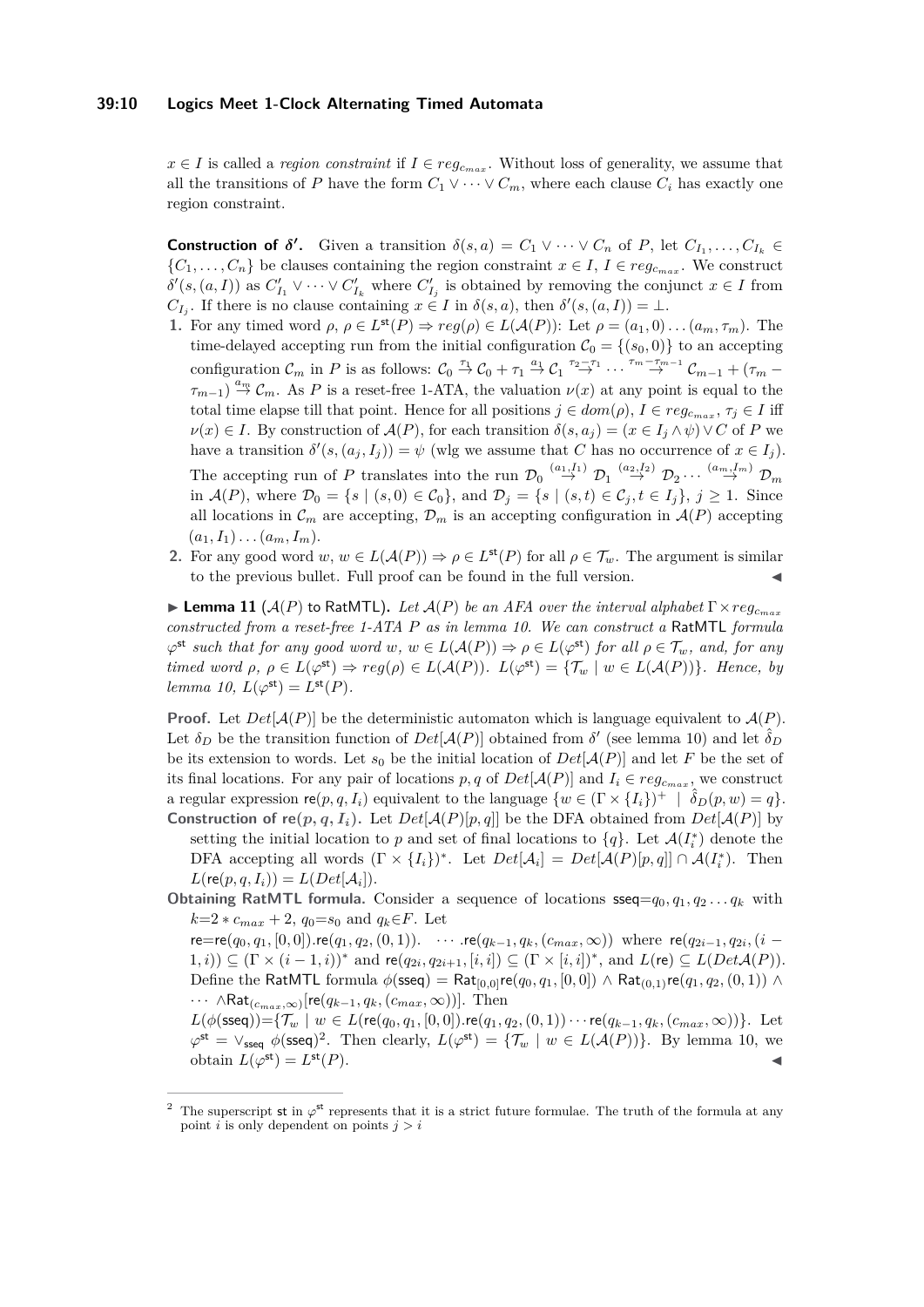$x \in I$ is called a *region constraint* if $I \in reg_{c_{max}}$. Without loss of generality, we assume that all the transitions of $P$ have the form $C_1 \vee \cdots \vee C_m$, where each clause $C_i$ has exactly one region constraint.

**Construction of $\delta'$.** Given a transition $\delta(s,a) = C_1 \vee \cdots \vee C_n$ of $P$, let $C_{I_1}, \ldots, C_{I_k} \in \{C_1, \ldots, C_n\}$ be clauses containing the region constraint $x \in I$, $I \in reg_{c_{max}}$. We construct $\delta'(s,(a,I))$ as $C'_{I_1} \vee \cdots \vee C'_{I_k}$ where $C'_{I_j}$ is obtained by removing the conjunct $x \in I$ from $C_{I_j}$. If there is no clause containing $x \in I$ in $\delta(s,a)$, then $\delta'(s,(a,I)) = \bot$.

1. For any timed word $\rho$, $\rho \in L^{\mathsf{st}}(P) \Rightarrow reg(\rho) \in L(\mathcal{A}(P))$: Let $\rho = (a_1, 0)\ldots(a_m, \tau_m)$. The time-delayed accepting run from the initial configuration $\mathcal{C}_0 = \{(s_0, 0)\}$ to an accepting configuration $\mathcal{C}_m$ in $P$ is as follows: $\mathcal{C}_0 \stackrel{\tau_1}{\to} \mathcal{C}_0 + \tau_1 \stackrel{a_1}{\to} \mathcal{C}_1 \stackrel{\tau_2 - \tau_1}{\to} \cdots \stackrel{\tau_m - \tau_{m-1}}{\to} \mathcal{C}_{m-1} + (\tau_m - \tau_{m-1}) \stackrel{a_m}{\to} \mathcal{C}_m$. As $P$ is a reset-free 1-ATA, the valuation $\nu(x)$ at any point is equal to the total time elapse till that point. Hence for all positions $j \in dom(\rho)$, $I \in reg_{c_{max}}$, $\tau_j \in I$ iff $\nu(x) \in I$. By construction of $\mathcal{A}(P)$, for each transition $\delta(s, a_j) = (x \in I_j \wedge \psi) \vee C$ of $P$ we have a transition $\delta'(s,(a_j, I_j)) = \psi$ (wlg we assume that $C$ has no occurrence of $x \in I_j$). The accepting run of $P$ translates into the run $\mathcal{D}_0 \stackrel{(a_1,I_1)}{\to} \mathcal{D}_1 \stackrel{(a_2,I_2)}{\to} \mathcal{D}_2 \cdots \stackrel{(a_m,I_m)}{\to} \mathcal{D}_m$ in $\mathcal{A}(P)$, where $\mathcal{D}_0 = \{s \mid (s, 0) \in \mathcal{C}_0\}$, and $\mathcal{D}_j = \{s \mid (s,t) \in \mathcal{C}_j, t \in I_j\}$, $j \geq 1$. Since all locations in $\mathcal{C}_m$ are accepting, $\mathcal{D}_m$ is an accepting configuration in $\mathcal{A}(P)$ accepting $(a_1, I_1)\ldots(a_m, I_m)$.
2. For any good word $w$, $w \in L(\mathcal{A}(P)) \Rightarrow \rho \in L^{\mathsf{st}}(P)$ for all $\rho \in \mathcal{T}_w$. The argument is similar to the previous bullet. Full proof can be found in the full version. ◀

▶ **Lemma 11** ($\mathcal{A}(P)$ to RatMTL)**.** *Let $\mathcal{A}(P)$ be an AFA over the interval alphabet $\Gamma \times reg_{c_{max}}$ constructed from a reset-free 1-ATA $P$ as in lemma 10. We can construct a* RatMTL *formula $\varphi^{\mathsf{st}}$ such that for any good word $w$, $w \in L(\mathcal{A}(P)) \Rightarrow \rho \in L(\varphi^{\mathsf{st}})$ for all $\rho \in \mathcal{T}_w$, and, for any timed word $\rho$, $\rho \in L(\varphi^{\mathsf{st}}) \Rightarrow reg(\rho) \in L(\mathcal{A}(P))$. $L(\varphi^{\mathsf{st}}) = \{\mathcal{T}_w \mid w \in L(\mathcal{A}(P))\}$. Hence, by lemma 10, $L(\varphi^{\mathsf{st}}) = L^{\mathsf{st}}(P)$.*

**Proof.** Let $Det[\mathcal{A}(P)]$ be the deterministic automaton which is language equivalent to $\mathcal{A}(P)$. Let $\delta_D$ be the transition function of $Det[\mathcal{A}(P)]$ obtained from $\delta'$ (see lemma 10) and let $\hat{\delta}_D$ be its extension to words. Let $s_0$ be the initial location of $Det[\mathcal{A}(P)]$ and let $F$ be the set of its final locations. For any pair of locations $p, q$ of $Det[\mathcal{A}(P)]$ and $I_i \in reg_{c_{max}}$, we construct a regular expression $\mathsf{re}(p,q,I_i)$ equivalent to the language $\{w \in (\Gamma \times \{I_i\})^+ \mid \hat{\delta}_D(p,w) = q\}$.

**Construction of $\mathsf{re}(p,q,I_i)$.** Let $Det[\mathcal{A}(P)[p,q]]$ be the DFA obtained from $Det[\mathcal{A}(P)]$ by setting the initial location to $p$ and set of final locations to $\{q\}$. Let $\mathcal{A}(I_i^*)$ denote the DFA accepting all words $(\Gamma \times \{I_i\})^*$. Let $Det[\mathcal{A}_i] = Det[\mathcal{A}(P)[p,q]] \cap \mathcal{A}(I_i^*)$. Then $L(\mathsf{re}(p,q,I_i)) = L(Det[\mathcal{A}_i])$.

**Obtaining RatMTL formula.** Consider a sequence of locations $\mathsf{sseq}{=}q_0, q_1, q_2 \ldots q_k$ with $k{=}2 * c_{max} + 2$, $q_0{=}s_0$ and $q_k{\in}F$. Let $\mathsf{re}{=}\mathsf{re}(q_0, q_1, [0,0]).\mathsf{re}(q_1, q_2, (0,1)). \quad \cdots .\mathsf{re}(q_{k-1}, q_k, (c_{max}, \infty))$ where $\mathsf{re}(q_{2i-1}, q_{2i}, (i-1, i)) \subseteq (\Gamma \times (i-1,i))^*$ and $\mathsf{re}(q_{2i}, q_{2i+1}, [i,i]) \subseteq (\Gamma \times [i,i])^*$, and $L(\mathsf{re}) \subseteq L(Det\mathcal{A}(P))$. Define the RatMTL formula $\phi(\mathsf{sseq}) = \mathsf{Rat}_{[0,0]}\mathsf{re}(q_0, q_1, [0,0]) \wedge \mathsf{Rat}_{(0,1)}\mathsf{re}(q_1, q_2, (0,1)) \wedge \cdots \wedge \mathsf{Rat}_{(c_{max},\infty)}[\mathsf{re}(q_{k-1}, q_k, (c_{max}, \infty))]$. Then $L(\phi(\mathsf{sseq}))=\{\mathcal{T}_w \mid w \in L(\mathsf{re}(q_0, q_1, [0,0]).\mathsf{re}(q_1, q_2, (0,1)) \cdots \mathsf{re}(q_{k-1}, q_k, (c_{max}, \infty))\}$. Let $\varphi^{\mathsf{st}} = \vee_{\mathsf{sseq}}\ \phi(\mathsf{sseq})$[2]. Then clearly, $L(\varphi^{\mathsf{st}}) = \{\mathcal{T}_w \mid w \in L(\mathcal{A}(P))\}$. By lemma 10, we obtain $L(\varphi^{\mathsf{st}}) = L^{\mathsf{st}}(P)$. ◀

---

[2] The superscript st in $\varphi^{\mathsf{st}}$ represents that it is a strict future formulae. The truth of the formula at any point $i$ is only dependent on points $j > i$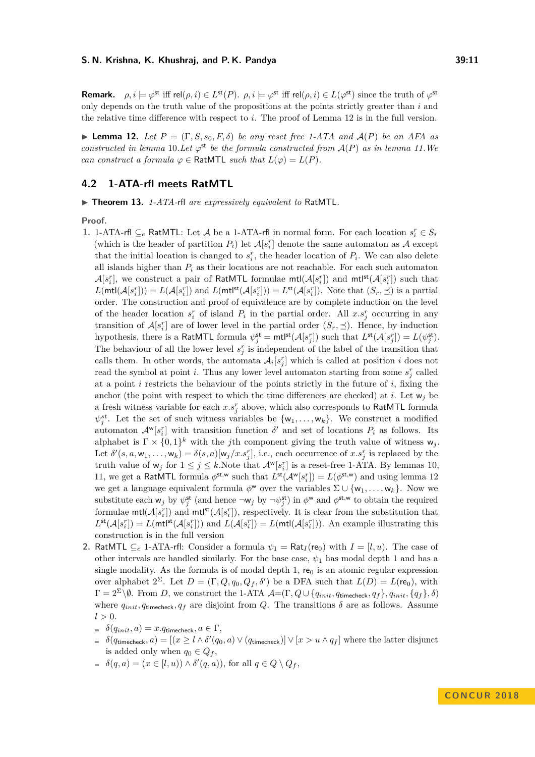**Remark.** $\rho, i \models \varphi^{\mathsf{st}}$ iff $\mathsf{rel}(\rho, i) \in L^{\mathsf{st}}(P)$. $\rho, i \models \varphi^{\mathsf{st}}$ iff $\mathsf{rel}(\rho, i) \in L(\varphi^{\mathsf{st}})$ since the truth of $\varphi^{\mathsf{st}}$ only depends on the truth value of the propositions at the points strictly greater than $i$ and the relative time difference with respect to $i$. The proof of Lemma 12 is in the full version.

▶ **Lemma 12.** *Let $P = (\Gamma, S, s_0, F, \delta)$ be any reset free 1-ATA and $\mathcal{A}(P)$ be an AFA as constructed in lemma 10.Let $\varphi^{\mathsf{st}}$ be the formula constructed from $\mathcal{A}(P)$ as in lemma 11.We can construct a formula $\varphi \in$ RatMTL such that $L(\varphi) = L(P)$.*

## 4.2 1-ATA-rfl meets RatMTL

▶ **Theorem 13.** *1-ATA-rfl are expressively equivalent to* RatMTL.

**Proof.**

1. 1-ATA-rfl $\subseteq_e$ RatMTL: Let $\mathcal{A}$ be a 1-ATA-rfl in normal form. For each location $s^r_i \in S_r$ (which is the header of partition $P_i$) let $\mathcal{A}[s^r_i]$ denote the same automaton as $\mathcal{A}$ except that the initial location is changed to $s^r_i$, the header location of $P_i$. We can also delete all islands higher than $P_i$ as their locations are not reachable. For each such automaton $\mathcal{A}[s^r_i]$, we construct a pair of RatMTL formulae $\mathsf{mtl}(\mathcal{A}[s^r_i])$ and $\mathsf{mtl}^{\mathsf{st}}(\mathcal{A}[s^r_i])$ such that $L(\mathsf{mtl}(\mathcal{A}[s^r_i])) = L(\mathcal{A}[s^r_i])$ and $L(\mathsf{mtl}^{\mathsf{st}}(\mathcal{A}[s^r_i])) = L^{\mathsf{st}}(\mathcal{A}[s^r_i])$. Note that $(S_r, \preceq)$ is a partial order. The construction and proof of equivalence are by complete induction on the level of the header location $s^r_i$ of island $P_i$ in the partial order. All $x.s^r_j$ occurring in any transition of $\mathcal{A}[s^r_i]$ are of lower level in the partial order $(S_r, \preceq)$. Hence, by induction hypothesis, there is a RatMTL formula $\psi^{\mathsf{st}}_j = \mathsf{mtl}^{\mathsf{st}}(\mathcal{A}[s^r_j])$ such that $L^{\mathsf{st}}(\mathcal{A}[s^r_j]) = L(\psi^{\mathsf{st}}_j)$. The behaviour of all the lower level $s^r_j$ is independent of the label of the transition that calls them. In other words, the automata $\mathcal{A}_i[s^r_j]$ which is called at position $i$ does not read the symbol at point $i$. Thus any lower level automaton starting from some $s^r_j$ called at a point $i$ restricts the behaviour of the points strictly in the future of $i$, fixing the anchor (the point with respect to which the time differences are checked) at $i$. Let $\mathsf{w}_j$ be a fresh witness variable for each $x.s^r_j$ above, which also corresponds to RatMTL formula $\psi^{st}_j$. Let the set of such witness variables be $\{\mathsf{w}_1, \ldots, \mathsf{w}_k\}$. We construct a modified automaton $\mathcal{A}^{\mathsf{w}}[s^r_i]$ with transition function $\delta'$ and set of locations $P_i$ as follows. Its alphabet is $\Gamma \times \{0,1\}^k$ with the $j$th component giving the truth value of witness $\mathsf{w}_j$. Let $\delta'(s, a, \mathsf{w}_1, \ldots, \mathsf{w}_k) = \delta(s, a)[\mathsf{w}_j/x.s^r_j]$, i.e., each occurrence of $x.s^r_j$ is replaced by the truth value of $\mathsf{w}_j$ for $1 \leq j \leq k$.Note that $\mathcal{A}^{\mathsf{w}}[s^r_i]$ is a reset-free 1-ATA. By lemmas 10, 11, we get a RatMTL formula $\phi^{\mathsf{st,w}}$ such that $L^{\mathsf{st}}(\mathcal{A}^{\mathsf{w}}[s^r_i]) = L(\phi^{\mathsf{st,w}})$ and using lemma 12 we get a language equivalent formula $\phi^{\mathsf{w}}$ over the variables $\Sigma \cup \{\mathsf{w}_1, \ldots, \mathsf{w}_k\}$. Now we substitute each $\mathsf{w}_j$ by $\psi^{\mathsf{st}}_j$ (and hence $\neg\mathsf{w}_j$ by $\neg\psi^{\mathsf{st}}_j$) in $\phi^{\mathsf{w}}$ and $\phi^{\mathsf{st,w}}$ to obtain the required formulae $\mathsf{mtl}(\mathcal{A}[s^r_i])$ and $\mathsf{mtl}^{\mathsf{st}}(\mathcal{A}[s^r_i])$, respectively. It is clear from the substitution that $L^{\mathsf{st}}(\mathcal{A}[s^r_i]) = L(\mathsf{mtl}^{\mathsf{st}}(\mathcal{A}[s^r_i]))$ and $L(\mathcal{A}[s^r_i]) = L(\mathsf{mtl}(\mathcal{A}[s^r_i]))$. An example illustrating this construction is in the full version

2. RatMTL $\subseteq_e$ 1-ATA-rfl: Consider a formula $\psi_1 = \mathsf{Rat}_I(\mathsf{re}_0)$ with $I = [l, u)$. The case of other intervals are handled similarly. For the base case, $\psi_1$ has modal depth 1 and has a single modality. As the formula is of modal depth 1, $\mathsf{re}_0$ is an atomic regular expression over alphabet $2^\Sigma$. Let $D = (\Gamma, Q, q_0, Q_f, \delta')$ be a DFA such that $L(D) = L(\mathsf{re}_0)$, with $\Gamma = 2^\Sigma \backslash \emptyset$. From $D$, we construct the 1-ATA $\mathcal{A}=(\Gamma, Q \cup \{q_{init}, q_{\mathsf{timecheck}}, q_f\}, q_{init}, \{q_f\}, \delta)$ where $q_{init}, q_{\mathsf{timecheck}}, q_f$ are disjoint from $Q$. The transitions $\delta$ are as follows. Assume $l > 0$.
   - $\delta(q_{init}, a) = x.q_{\mathsf{timecheck}}, a \in \Gamma$,
   - $\delta(q_{\mathsf{timecheck}}, a) = [(x \geq l \wedge \delta'(q_0, a) \vee (q_{\mathsf{timecheck}})] \vee [x > u \wedge q_f]$ where the latter disjunct is added only when $q_0 \in Q_f$,
   - $\delta(q, a) = (x \in [l, u)) \wedge \delta'(q, a))$, for all $q \in Q \setminus Q_f$,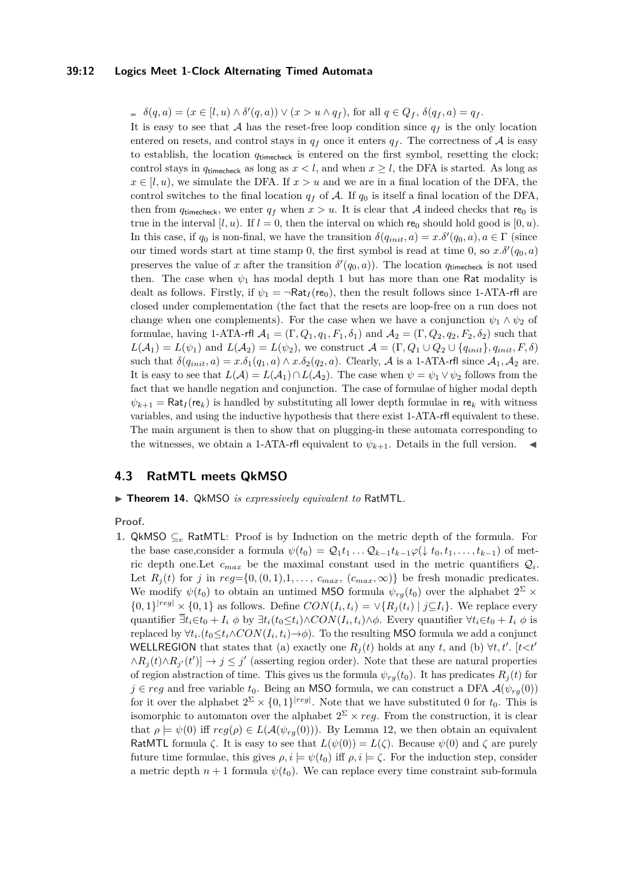- $\delta(q, a) = (x \in [l, u) \wedge \delta'(q, a)) \vee (x > u \wedge q_f)$, for all $q \in Q_f$, $\delta(q_f, a) = q_f$.

It is easy to see that $\mathcal{A}$ has the reset-free loop condition since $q_f$ is the only location entered on resets, and control stays in $q_f$ once it enters $q_f$. The correctness of $\mathcal{A}$ is easy to establish, the location $q_{\mathsf{timecheck}}$ is entered on the first symbol, resetting the clock; control stays in $q_{\mathsf{timecheck}}$ as long as $x < l$, and when $x \geq l$, the DFA is started. As long as $x \in [l, u)$, we simulate the DFA. If $x > u$ and we are in a final location of the DFA, the control switches to the final location $q_f$ of $\mathcal{A}$. If $q_0$ is itself a final location of the DFA, then from $q_{\mathsf{timecheck}}$, we enter $q_f$ when $x > u$. It is clear that $\mathcal{A}$ indeed checks that $\mathsf{re}_0$ is true in the interval $[l, u)$. If $l = 0$, then the interval on which $\mathsf{re}_0$ should hold good is $[0, u)$. In this case, if $q_0$ is non-final, we have the transition $\delta(q_{init}, a) = x.\delta'(q_0, a), a \in \Gamma$ (since our timed words start at time stamp 0, the first symbol is read at time 0, so $x.\delta'(q_0, a)$ preserves the value of $x$ after the transition $\delta'(q_0, a)$). The location $q_{\mathsf{timecheck}}$ is not used then. The case when $\psi_1$ has modal depth 1 but has more than one $\mathsf{Rat}$ modality is dealt as follows. Firstly, if $\psi_1 = \neg\mathsf{Rat}_I(\mathsf{re}_0)$, then the result follows since 1-ATA-rfl are closed under complementation (the fact that the resets are loop-free on a run does not change when one complements). For the case when we have a conjunction $\psi_1 \wedge \psi_2$ of formulae, having 1-ATA-rfl $\mathcal{A}_1 = (\Gamma, Q_1, q_1, F_1, \delta_1)$ and $\mathcal{A}_2 = (\Gamma, Q_2, q_2, F_2, \delta_2)$ such that $L(\mathcal{A}_1) = L(\psi_1)$ and $L(\mathcal{A}_2) = L(\psi_2)$, we construct $\mathcal{A} = (\Gamma, Q_1 \cup Q_2 \cup \{q_{init}\}, q_{init}, F, \delta)$ such that $\delta(q_{init}, a) = x.\delta_1(q_1, a) \wedge x.\delta_2(q_2, a)$. Clearly, $\mathcal{A}$ is a 1-ATA-rfl since $\mathcal{A}_1, \mathcal{A}_2$ are. It is easy to see that $L(\mathcal{A}) = L(\mathcal{A}_1) \cap L(\mathcal{A}_2)$. The case when $\psi = \psi_1 \vee \psi_2$ follows from the fact that we handle negation and conjunction. The case of formulae of higher modal depth $\psi_{k+1} = \mathsf{Rat}_I(\mathsf{re}_k)$ is handled by substituting all lower depth formulae in $\mathsf{re}_k$ with witness variables, and using the inductive hypothesis that there exist 1-ATA-rfl equivalent to these. The main argument is then to show that on plugging-in these automata corresponding to the witnesses, we obtain a 1-ATA-rfl equivalent to $\psi_{k+1}$. Details in the full version. ◀

## 4.3 RatMTL meets QkMSO

▶ **Theorem 14.** QkMSO *is expressively equivalent to* RatMTL.

**Proof.**

1. QkMSO $\subseteq_e$ RatMTL: Proof is by Induction on the metric depth of the formula. For the base case,consider a formula $\psi(t_0) = \mathcal{Q}_1 t_1 \ldots \mathcal{Q}_{k-1} t_{k-1} \varphi(\downarrow t_0, t_1, \ldots, t_{k-1})$ of metric depth one.Let $c_{max}$ be the maximal constant used in the metric quantifiers $\mathcal{Q}_i$. Let $R_j(t)$ for $j$ in $reg$=$\{0, (0,1)$,1,..., $c_{max}$, $(c_{max}, \infty)\}$ be fresh monadic predicates. We modify $\psi(t_0)$ to obtain an untimed MSO formula $\psi_{rg}(t_0)$ over the alphabet $2^{\Sigma} \times \{0,1\}^{|reg|} \times \{0,1\}$ as follows. Define $CON(I_i, t_i) = \vee\{R_j(t_i) \mid j \subseteq I_i\}$. We replace every quantifier $\overline{\exists} t_i {\in} t_0 + I_i \ \phi$ by $\exists t_i (t_0 {\leq} t_i) {\wedge} CON(I_i, t_i) {\wedge} \phi$. Every quantifier $\forall t_i {\in} t_0 + I_i \ \phi$ is replaced by $\forall t_i.(t_0 {\leq} t_i {\wedge} CON(I_i, t_i) {\rightarrow} \phi)$. To the resulting MSO formula we add a conjunct WELLREGION that states that (a) exactly one $R_j(t)$ holds at any $t$, and (b) $\forall t, t'.\ [t{<}t' \wedge R_j(t) {\wedge} R_{j'}(t')] \rightarrow j \leq j'$ (asserting region order). Note that these are natural properties of region abstraction of time. This gives us the formula $\psi_{rg}(t_0)$. It has predicates $R_j(t)$ for $j \in reg$ and free variable $t_0$. Being an MSO formula, we can construct a DFA $\mathcal{A}(\psi_{rg}(0))$ for it over the alphabet $2^{\Sigma} \times \{0,1\}^{|reg|}$. Note that we have substituted 0 for $t_0$. This is isomorphic to automaton over the alphabet $2^{\Sigma} \times reg$. From the construction, it is clear that $\rho \models \psi(0)$ iff $reg(\rho) \in L(\mathcal{A}(\psi_{rg}(0)))$. By Lemma 12, we then obtain an equivalent RatMTL formula $\zeta$. It is easy to see that $L(\psi(0)) = L(\zeta)$. Because $\psi(0)$ and $\zeta$ are purely future time formulae, this gives $\rho, i \models \psi(t_0)$ iff $\rho, i \models \zeta$. For the induction step, consider a metric depth $n+1$ formula $\psi(t_0)$. We can replace every time constraint sub-formula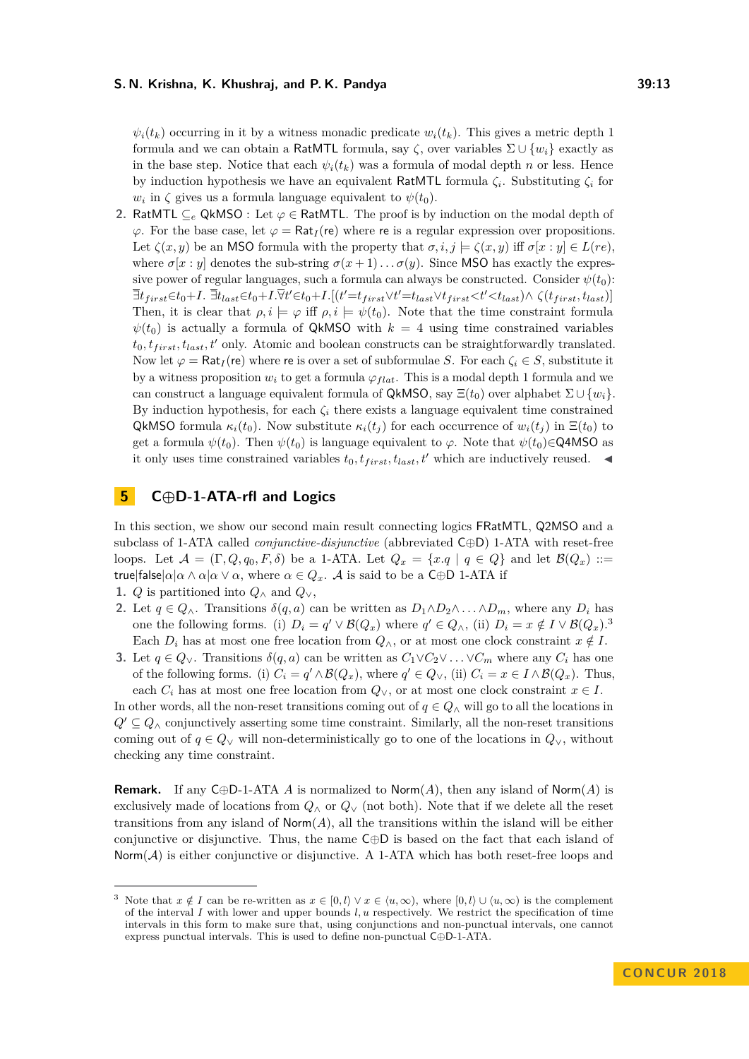$\psi_i(t_k)$ occurring in it by a witness monadic predicate $w_i(t_k)$. This gives a metric depth 1 formula and we can obtain a RatMTL formula, say $\zeta$, over variables $\Sigma \cup \{w_i\}$ exactly as in the base step. Notice that each $\psi_i(t_k)$ was a formula of modal depth $n$ or less. Hence by induction hypothesis we have an equivalent RatMTL formula $\zeta_i$. Substituting $\zeta_i$ for $w_i$ in $\zeta$ gives us a formula language equivalent to $\psi(t_0)$.

2. RatMTL $\subseteq_e$ QkMSO : Let $\varphi \in$ RatMTL. The proof is by induction on the modal depth of $\varphi$. For the base case, let $\varphi = \mathsf{Rat}_I(\mathsf{re})$ where re is a regular expression over propositions. Let $\zeta(x,y)$ be an MSO formula with the property that $\sigma, i, j \models \zeta(x,y)$ iff $\sigma[x:y] \in L(re)$, where $\sigma[x:y]$ denotes the sub-string $\sigma(x+1)\ldots\sigma(y)$. Since MSO has exactly the expressive power of regular languages, such a formula can always be constructed. Consider $\psi(t_0)$: $\overline{\exists} t_{first} \in t_0+I.\ \overline{\exists} t_{last} \in t_0+I. \overline{\forall} t' \in t_0+I.[(t'=t_{first} \vee t'=t_{last} \vee t_{first}<t'<t_{last}) \wedge \zeta(t_{first}, t_{last})]$ Then, it is clear that $\rho, i \models \varphi$ iff $\rho, i \models \psi(t_0)$. Note that the time constraint formula $\psi(t_0)$ is actually a formula of QkMSO with $k = 4$ using time constrained variables $t_0, t_{first}, t_{last}, t'$ only. Atomic and boolean constructs can be straightforwardly translated. Now let $\varphi = \mathsf{Rat}_I(\mathsf{re})$ where re is over a set of subformulae $S$. For each $\zeta_i \in S$, substitute it by a witness proposition $w_i$ to get a formula $\varphi_{flat}$. This is a modal depth 1 formula and we can construct a language equivalent formula of QkMSO, say $\Xi(t_0)$ over alphabet $\Sigma \cup \{w_i\}$. By induction hypothesis, for each $\zeta_i$ there exists a language equivalent time constrained QkMSO formula $\kappa_i(t_0)$. Now substitute $\kappa_i(t_j)$ for each occurrence of $w_i(t_j)$ in $\Xi(t_0)$ to get a formula $\psi(t_0)$. Then $\psi(t_0)$ is language equivalent to $\varphi$. Note that $\psi(t_0) \in$ Q4MSO as it only uses time constrained variables $t_0, t_{first}, t_{last}, t'$ which are inductively reused. ◀

# 5 C⊕D-1-ATA-rfl and Logics

In this section, we show our second main result connecting logics FRatMTL, Q2MSO and a subclass of 1-ATA called *conjunctive-disjunctive* (abbreviated C⊕D) 1-ATA with reset-free loops. Let $\mathcal{A} = (\Gamma, Q, q_0, F, \delta)$ be a 1-ATA. Let $Q_x = \{x.q \mid q \in Q\}$ and let $\mathcal{B}(Q_x) ::=$ true|false|$\alpha$|$\alpha \wedge \alpha$|$\alpha \vee \alpha$, where $\alpha \in Q_x$. $\mathcal{A}$ is said to be a C⊕D 1-ATA if

1. $Q$ is partitioned into $Q_\wedge$ and $Q_\vee$,
2. Let $q \in Q_\wedge$. Transitions $\delta(q,a)$ can be written as $D_1 \wedge D_2 \wedge \ldots \wedge D_m$, where any $D_i$ has one the following forms. (i) $D_i = q' \vee \mathcal{B}(Q_x)$ where $q' \in Q_\wedge$, (ii) $D_i = x \notin I \vee \mathcal{B}(Q_x)$.[3] Each $D_i$ has at most one free location from $Q_\wedge$, or at most one clock constraint $x \notin I$.
3. Let $q \in Q_\vee$. Transitions $\delta(q,a)$ can be written as $C_1 \vee C_2 \vee \ldots \vee C_m$ where any $C_i$ has one of the following forms. (i) $C_i = q' \wedge \mathcal{B}(Q_x)$, where $q' \in Q_\vee$, (ii) $C_i = x \in I \wedge \mathcal{B}(Q_x)$. Thus, each $C_i$ has at most one free location from $Q_\vee$, or at most one clock constraint $x \in I$.

In other words, all the non-reset transitions coming out of $q \in Q_\wedge$ will go to all the locations in $Q' \subseteq Q_\wedge$ conjunctively asserting some time constraint. Similarly, all the non-reset transitions coming out of $q \in Q_\vee$ will non-deterministically go to one of the locations in $Q_\vee$, without checking any time constraint.

**Remark.** If any C⊕D-1-ATA $A$ is normalized to Norm($A$), then any island of Norm($A$) is exclusively made of locations from $Q_\wedge$ or $Q_\vee$ (not both). Note that if we delete all the reset transitions from any island of Norm($A$), all the transitions within the island will be either conjunctive or disjunctive. Thus, the name C⊕D is based on the fact that each island of Norm($\mathcal{A}$) is either conjunctive or disjunctive. A 1-ATA which has both reset-free loops and

---

[3] Note that $x \notin I$ can be re-written as $x \in [0, l\rangle \vee x \in \langle u, \infty)$, where $[0, l\rangle \cup \langle u, \infty)$ is the complement of the interval $I$ with lower and upper bounds $l, u$ respectively. We restrict the specification of time intervals in this form to make sure that, using conjunctions and non-punctual intervals, one cannot express punctual intervals. This is used to define non-punctual C⊕D-1-ATA.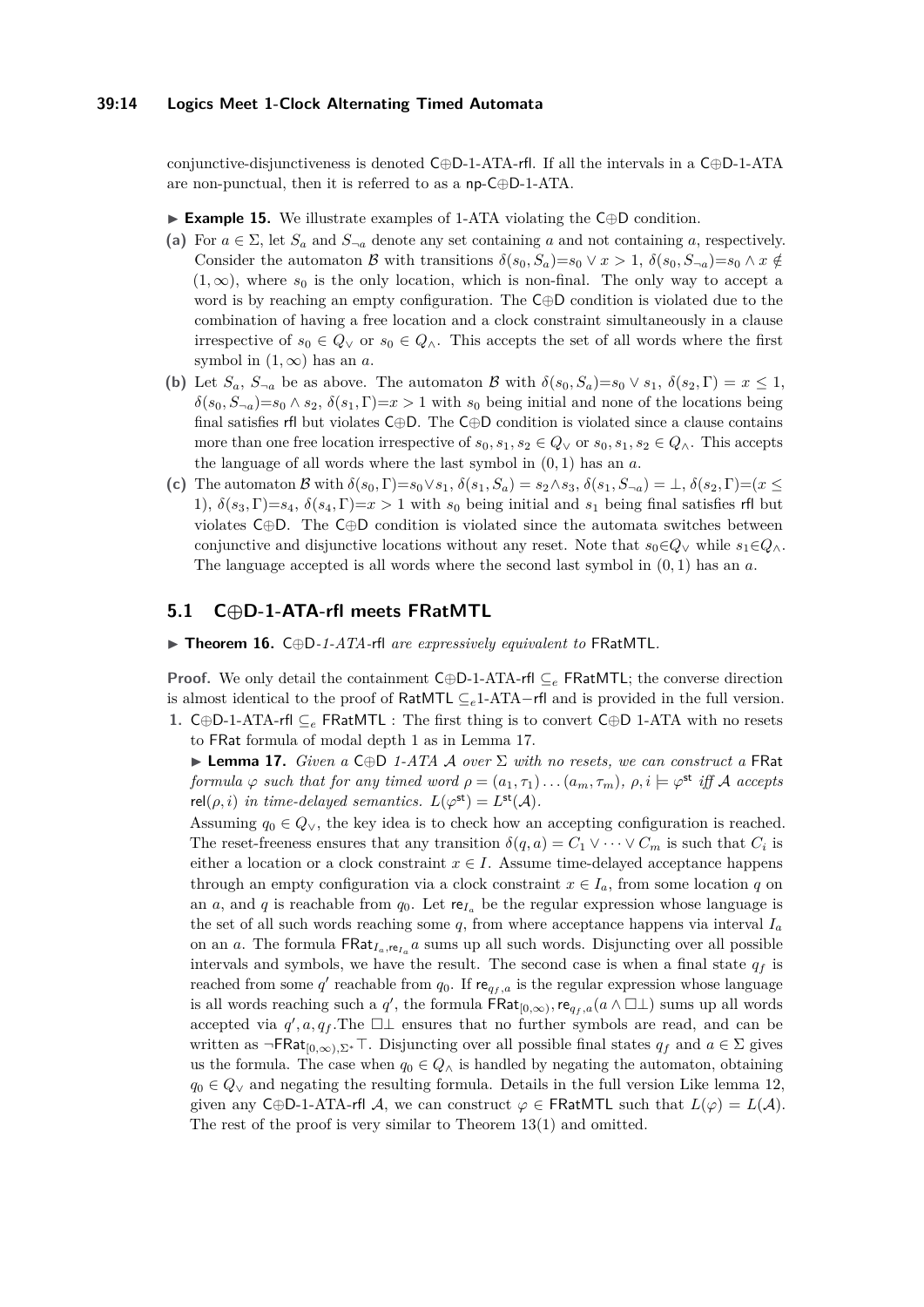conjunctive-disjunctiveness is denoted C⊕D-1-ATA-rfl. If all the intervals in a C⊕D-1-ATA are non-punctual, then it is referred to as a np-C⊕D-1-ATA.

▶ **Example 15.** We illustrate examples of 1-ATA violating the C⊕D condition.

**(a)** For $a \in \Sigma$, let $S_a$ and $S_{\neg a}$ denote any set containing $a$ and not containing $a$, respectively. Consider the automaton $\mathcal{B}$ with transitions $\delta(s_0, S_a){=}s_0 \vee x > 1$, $\delta(s_0, S_{\neg a}){=}s_0 \wedge x \notin (1, \infty)$, where $s_0$ is the only location, which is non-final. The only way to accept a word is by reaching an empty configuration. The C⊕D condition is violated due to the combination of having a free location and a clock constraint simultaneously in a clause irrespective of $s_0 \in Q_\vee$ or $s_0 \in Q_\wedge$. This accepts the set of all words where the first symbol in $(1, \infty)$ has an $a$.

**(b)** Let $S_a$, $S_{\neg a}$ be as above. The automaton $\mathcal{B}$ with $\delta(s_0, S_a){=}s_0 \vee s_1$, $\delta(s_2, \Gamma) = x \leq 1$, $\delta(s_0, S_{\neg a}){=}s_0 \wedge s_2$, $\delta(s_1, \Gamma){=}x > 1$ with $s_0$ being initial and none of the locations being final satisfies rfl but violates C⊕D. The C⊕D condition is violated since a clause contains more than one free location irrespective of $s_0, s_1, s_2 \in Q_\vee$ or $s_0, s_1, s_2 \in Q_\wedge$. This accepts the language of all words where the last symbol in $(0, 1)$ has an $a$.

**(c)** The automaton $\mathcal{B}$ with $\delta(s_0, \Gamma){=}s_0{\vee}s_1$, $\delta(s_1, S_a) = s_2{\wedge}s_3$, $\delta(s_1, S_{\neg a}) = \bot$, $\delta(s_2, \Gamma){=}(x \leq 1)$, $\delta(s_3, \Gamma){=}s_4$, $\delta(s_4, \Gamma){=}x > 1$ with $s_0$ being initial and $s_1$ being final satisfies rfl but violates C⊕D. The C⊕D condition is violated since the automata switches between conjunctive and disjunctive locations without any reset. Note that $s_0{\in}Q_\vee$ while $s_1{\in}Q_\wedge$. The language accepted is all words where the second last symbol in $(0, 1)$ has an $a$.

## 5.1 C⊕D-1-ATA-rfl meets FRatMTL

▶ **Theorem 16.** C⊕D*-1-ATA-*rfl *are expressively equivalent to* FRatMTL*.*

**Proof.** We only detail the containment C⊕D-1-ATA-rfl $\subseteq_e$ FRatMTL; the converse direction is almost identical to the proof of RatMTL $\subseteq_e$1-ATA−rfl and is provided in the full version.

**1.** C⊕D-1-ATA-rfl $\subseteq_e$ FRatMTL : The first thing is to convert C⊕D 1-ATA with no resets to FRat formula of modal depth 1 as in Lemma 17.

▶ **Lemma 17.** *Given a* C⊕D *1-ATA $\mathcal{A}$ over $\Sigma$ with no resets, we can construct a* FRat *formula $\varphi$ such that for any timed word $\rho = (a_1, \tau_1) \ldots (a_m, \tau_m)$, $\rho, i \models \varphi^{\mathsf{st}}$ iff $\mathcal{A}$ accepts* $\mathsf{rel}(\rho, i)$ *in time-delayed semantics. $L(\varphi^{\mathsf{st}}) = L^{\mathsf{st}}(\mathcal{A})$.*

Assuming $q_0 \in Q_\vee$, the key idea is to check how an accepting configuration is reached. The reset-freeness ensures that any transition $\delta(q, a) = C_1 \vee \cdots \vee C_m$ is such that $C_i$ is either a location or a clock constraint $x \in I$. Assume time-delayed acceptance happens through an empty configuration via a clock constraint $x \in I_a$, from some location $q$ on an $a$, and $q$ is reachable from $q_0$. Let $\mathsf{re}_{I_a}$ be the regular expression whose language is the set of all such words reaching some $q$, from where acceptance happens via interval $I_a$ on an $a$. The formula $\mathsf{FRat}_{I_a, \mathsf{re}_{I_a}} a$ sums up all such words. Disjuncting over all possible intervals and symbols, we have the result. The second case is when a final state $q_f$ is reached from some $q'$ reachable from $q_0$. If $\mathsf{re}_{q_f,a}$ is the regular expression whose language is all words reaching such a $q'$, the formula $\mathsf{FRat}_{[0,\infty), \mathsf{re}_{q_f,a}}(a \wedge \Box\bot)$ sums up all words accepted via $q', a, q_f$.The $\Box\bot$ ensures that no further symbols are read, and can be written as $\neg\mathsf{FRat}_{[0,\infty),\Sigma^*}\top$. Disjuncting over all possible final states $q_f$ and $a \in \Sigma$ gives us the formula. The case when $q_0 \in Q_\wedge$ is handled by negating the automaton, obtaining $q_0 \in Q_\vee$ and negating the resulting formula. Details in the full version Like lemma 12, given any C⊕D-1-ATA-rfl $\mathcal{A}$, we can construct $\varphi \in$ FRatMTL such that $L(\varphi) = L(\mathcal{A})$. The rest of the proof is very similar to Theorem 13(1) and omitted.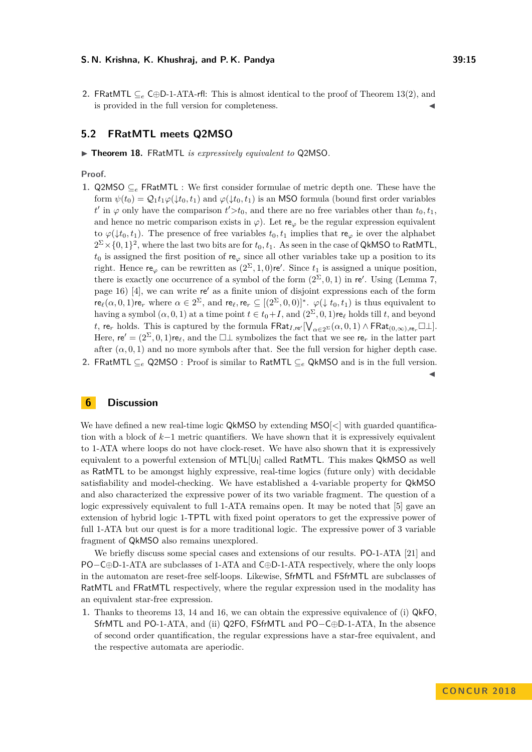2. FRatMTL $\subseteq_e$ C$\oplus$D-1-ATA-rfl: This is almost identical to the proof of Theorem 13(2), and is provided in the full version for completeness. ◀

## 5.2 FRatMTL meets Q2MSO

▶ **Theorem 18.** FRatMTL *is expressively equivalent to* Q2MSO.

**Proof.**

1. Q2MSO $\subseteq_e$ FRatMTL : We first consider formulae of metric depth one. These have the form $\psi(t_0) = \mathcal{Q}_1 t_1 \varphi(\downarrow t_0, t_1)$ and $\varphi(\downarrow t_0, t_1)$ is an MSO formula (bound first order variables $t'$ in $\varphi$ only have the comparison $t' > t_0$, and there are no free variables other than $t_0, t_1$, and hence no metric comparison exists in $\varphi$). Let $\mathsf{re}_\varphi$ be the regular expression equivalent to $\varphi(\downarrow t_0, t_1)$. The presence of free variables $t_0, t_1$ implies that $\mathsf{re}_\varphi$ ie over the alphabet $2^\Sigma \times \{0,1\}^2$, where the last two bits are for $t_0, t_1$. As seen in the case of QkMSO to RatMTL, $t_0$ is assigned the first position of $\mathsf{re}_\varphi$ since all other variables take up a position to its right. Hence $\mathsf{re}_\varphi$ can be rewritten as $(2^\Sigma, 1, 0)\mathsf{re}'$. Since $t_1$ is assigned a unique position, there is exactly one occurrence of a symbol of the form $(2^\Sigma, 0, 1)$ in $\mathsf{re}'$. Using (Lemma 7, page 16) [4], we can write $\mathsf{re}'$ as a finite union of disjoint expressions each of the form $\mathsf{re}_\ell(\alpha, 0, 1)\mathsf{re}_r$ where $\alpha \in 2^\Sigma$, and $\mathsf{re}_\ell, \mathsf{re}_r \subseteq [(2^\Sigma, 0, 0)]^*$. $\varphi(\downarrow t_0, t_1)$ is thus equivalent to having a symbol $(\alpha, 0, 1)$ at a time point $t \in t_0 + I$, and $(2^\Sigma, 0, 1)\mathsf{re}_\ell$ holds till $t$, and beyond $t$, $\mathsf{re}_r$ holds. This is captured by the formula $\mathsf{FRat}_{I,\mathsf{re}'}[\bigvee_{\alpha \in 2^\Sigma}(\alpha, 0, 1) \wedge \mathsf{FRat}_{(0,\infty),\mathsf{re}_r}\Box\bot]$. Here, $\mathsf{re}' = (2^\Sigma, 0, 1)\mathsf{re}_\ell$, and the $\Box\bot$ symbolizes the fact that we see $\mathsf{re}_r$ in the latter part after $(\alpha, 0, 1)$ and no more symbols after that. See the full version for higher depth case.
2. FRatMTL $\subseteq_e$ Q2MSO : Proof is similar to RatMTL $\subseteq_e$ QkMSO and is in the full version. ◀

# 6 Discussion

We have defined a new real-time logic QkMSO by extending MSO[<] with guarded quantification with a block of $k-1$ metric quantifiers. We have shown that it is expressively equivalent to 1-ATA where loops do not have clock-reset. We have also shown that it is expressively equivalent to a powerful extension of MTL[$\mathsf{U_I}$] called RatMTL. This makes QkMSO as well as RatMTL to be amongst highly expressive, real-time logics (future only) with decidable satisfiability and model-checking. We have established a 4-variable property for QkMSO and also characterized the expressive power of its two variable fragment. The question of a logic expressively equivalent to full 1-ATA remains open. It may be noted that [5] gave an extension of hybrid logic 1-TPTL with fixed point operators to get the expressive power of full 1-ATA but our quest is for a more traditional logic. The expressive power of 3 variable fragment of QkMSO also remains unexplored.

We briefly discuss some special cases and extensions of our results. PO-1-ATA [21] and PO$-$C$\oplus$D-1-ATA are subclasses of 1-ATA and C$\oplus$D-1-ATA respectively, where the only loops in the automaton are reset-free self-loops. Likewise, SfrMTL and FSfrMTL are subclasses of RatMTL and FRatMTL respectively, where the regular expression used in the modality has an equivalent star-free expression.

1. Thanks to theorems 13, 14 and 16, we can obtain the expressive equivalence of (i) QkFO, SfrMTL and PO-1-ATA, and (ii) Q2FO, FSfrMTL and PO$-$C$\oplus$D-1-ATA, In the absence of second order quantification, the regular expressions have a star-free equivalent, and the respective automata are aperiodic.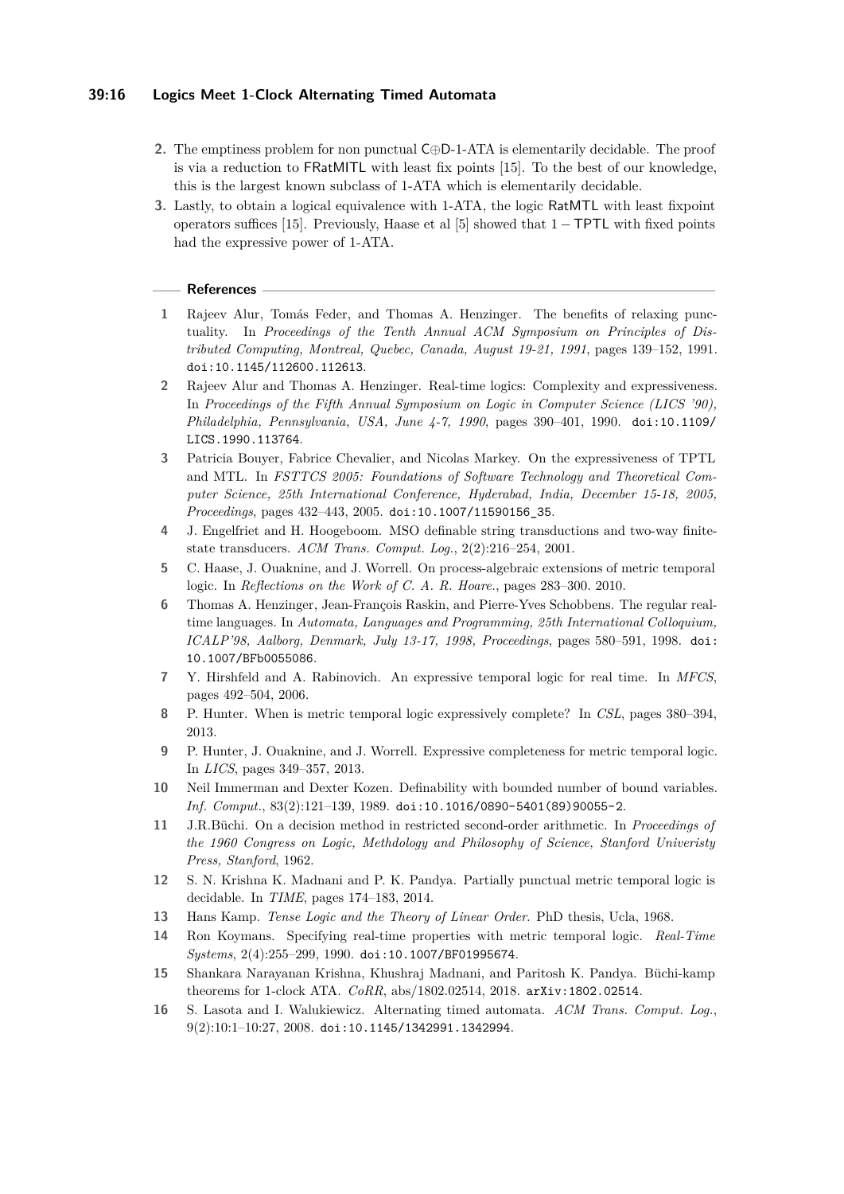2. The emptiness problem for non punctual C⊕D-1-ATA is elementarily decidable. The proof is via a reduction to FRatMITL with least fix points [15]. To the best of our knowledge, this is the largest known subclass of 1-ATA which is elementarily decidable.
3. Lastly, to obtain a logical equivalence with 1-ATA, the logic RatMTL with least fixpoint operators suffices [15]. Previously, Haase et al [5] showed that $1-$ TPTL with fixed points had the expressive power of 1-ATA.

## References

1. Rajeev Alur, Tomás Feder, and Thomas A. Henzinger. The benefits of relaxing punctuality. In *Proceedings of the Tenth Annual ACM Symposium on Principles of Distributed Computing, Montreal, Quebec, Canada, August 19-21, 1991*, pages 139–152, 1991. doi:10.1145/112600.112613.
2. Rajeev Alur and Thomas A. Henzinger. Real-time logics: Complexity and expressiveness. In *Proceedings of the Fifth Annual Symposium on Logic in Computer Science (LICS '90), Philadelphia, Pennsylvania, USA, June 4-7, 1990*, pages 390–401, 1990. doi:10.1109/LICS.1990.113764.
3. Patricia Bouyer, Fabrice Chevalier, and Nicolas Markey. On the expressiveness of TPTL and MTL. In *FSTTCS 2005: Foundations of Software Technology and Theoretical Computer Science, 25th International Conference, Hyderabad, India, December 15-18, 2005, Proceedings*, pages 432–443, 2005. doi:10.1007/11590156_35.
4. J. Engelfriet and H. Hoogeboom. MSO definable string transductions and two-way finite-state transducers. *ACM Trans. Comput. Log.*, 2(2):216–254, 2001.
5. C. Haase, J. Ouaknine, and J. Worrell. On process-algebraic extensions of metric temporal logic. In *Reflections on the Work of C. A. R. Hoare.*, pages 283–300. 2010.
6. Thomas A. Henzinger, Jean-François Raskin, and Pierre-Yves Schobbens. The regular real-time languages. In *Automata, Languages and Programming, 25th International Colloquium, ICALP'98, Aalborg, Denmark, July 13-17, 1998, Proceedings*, pages 580–591, 1998. doi:10.1007/BFb0055086.
7. Y. Hirshfeld and A. Rabinovich. An expressive temporal logic for real time. In *MFCS*, pages 492–504, 2006.
8. P. Hunter. When is metric temporal logic expressively complete? In *CSL*, pages 380–394, 2013.
9. P. Hunter, J. Ouaknine, and J. Worrell. Expressive completeness for metric temporal logic. In *LICS*, pages 349–357, 2013.
10. Neil Immerman and Dexter Kozen. Definability with bounded number of bound variables. *Inf. Comput.*, 83(2):121–139, 1989. doi:10.1016/0890-5401(89)90055-2.
11. J.R.Büchi. On a decision method in restricted second-order arithmetic. In *Proceedings of the 1960 Congress on Logic, Methdology and Philosophy of Science, Stanford Univeristy Press, Stanford*, 1962.
12. S. N. Krishna K. Madnani and P. K. Pandya. Partially punctual metric temporal logic is decidable. In *TIME*, pages 174–183, 2014.
13. Hans Kamp. *Tense Logic and the Theory of Linear Order*. PhD thesis, Ucla, 1968.
14. Ron Koymans. Specifying real-time properties with metric temporal logic. *Real-Time Systems*, 2(4):255–299, 1990. doi:10.1007/BF01995674.
15. Shankara Narayanan Krishna, Khushraj Madnani, and Paritosh K. Pandya. Büchi-kamp theorems for 1-clock ATA. *CoRR*, abs/1802.02514, 2018. arXiv:1802.02514.
16. S. Lasota and I. Walukiewicz. Alternating timed automata. *ACM Trans. Comput. Log.*, 9(2):10:1–10:27, 2008. doi:10.1145/1342991.1342994.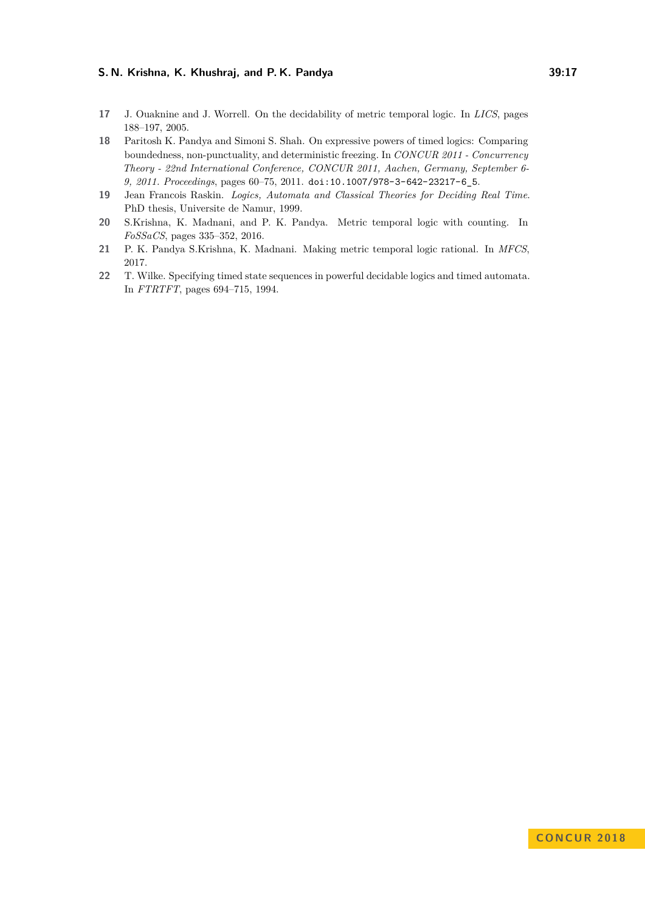17 J. Ouaknine and J. Worrell. On the decidability of metric temporal logic. In *LICS*, pages 188–197, 2005.

18 Paritosh K. Pandya and Simoni S. Shah. On expressive powers of timed logics: Comparing boundedness, non-punctuality, and deterministic freezing. In *CONCUR 2011 - Concurrency Theory - 22nd International Conference, CONCUR 2011, Aachen, Germany, September 6-9, 2011. Proceedings*, pages 60–75, 2011. doi:10.1007/978-3-642-23217-6_5.

19 Jean Francois Raskin. *Logics, Automata and Classical Theories for Deciding Real Time*. PhD thesis, Universite de Namur, 1999.

20 S.Krishna, K. Madnani, and P. K. Pandya. Metric temporal logic with counting. In *FoSSaCS*, pages 335–352, 2016.

21 P. K. Pandya S.Krishna, K. Madnani. Making metric temporal logic rational. In *MFCS*, 2017.

22 T. Wilke. Specifying timed state sequences in powerful decidable logics and timed automata. In *FTRTFT*, pages 694–715, 1994.